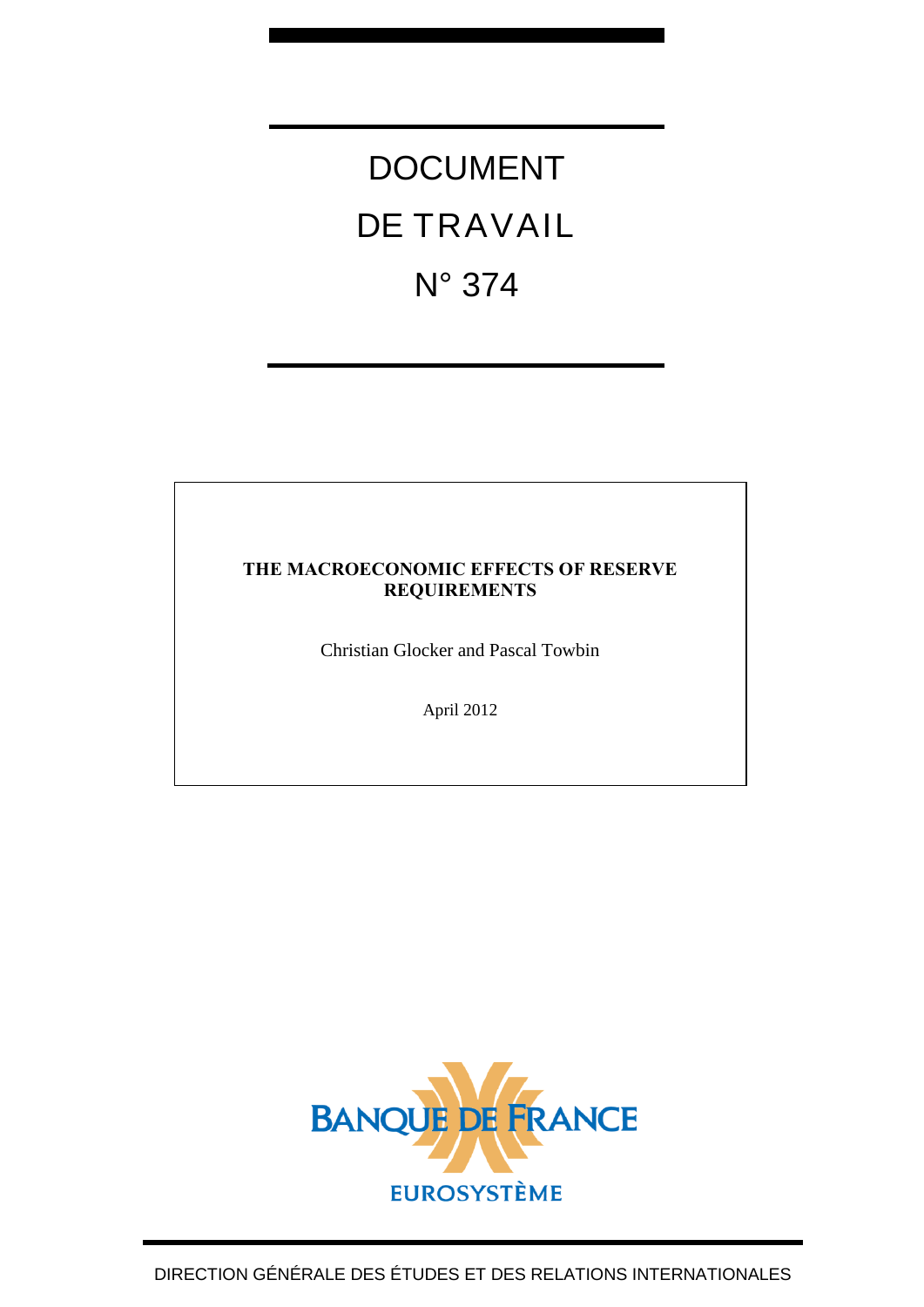# DOCUMENT DE TRAVAIL N° 374

**THE MACROECONOMIC EFFECTS OF RESERVE REQUIREMENTS**

Christian Glocker and Pascal Towbin

April 2012

BANQUE DE FRANCE

EUROSYSTÈME

DIRECTION GÉNÉRALE DES ÉTUDES ET DES RELATIONS INTERNATIONALES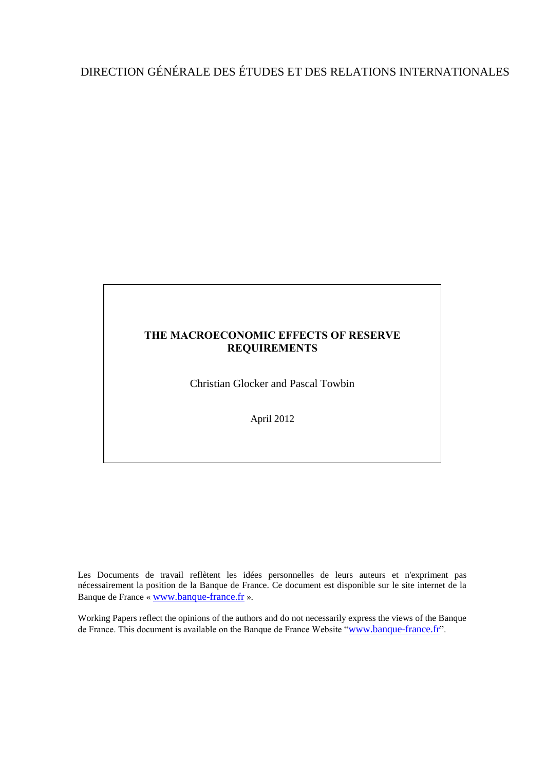DIRECTION GÉNÉRALE DES ÉTUDES ET DES RELATIONS INTERNATIONALES

# THE MACROECONOMIC EFFECTS OF RESERVE REQUIREMENTS

Christian Glocker and Pascal Towbin

April 2012

Les Documents de travail reflètent les idées personnelles de leurs auteurs et n'expriment pas nécessairement la position de la Banque de France. Ce document est disponible sur le site internet de la Banque de France « www.banque-france.fr ».

Working Papers reflect the opinions of the authors and do not necessarily express the views of the Banque de France. This document is available on the Banque de France Website "www.banque-france.fr".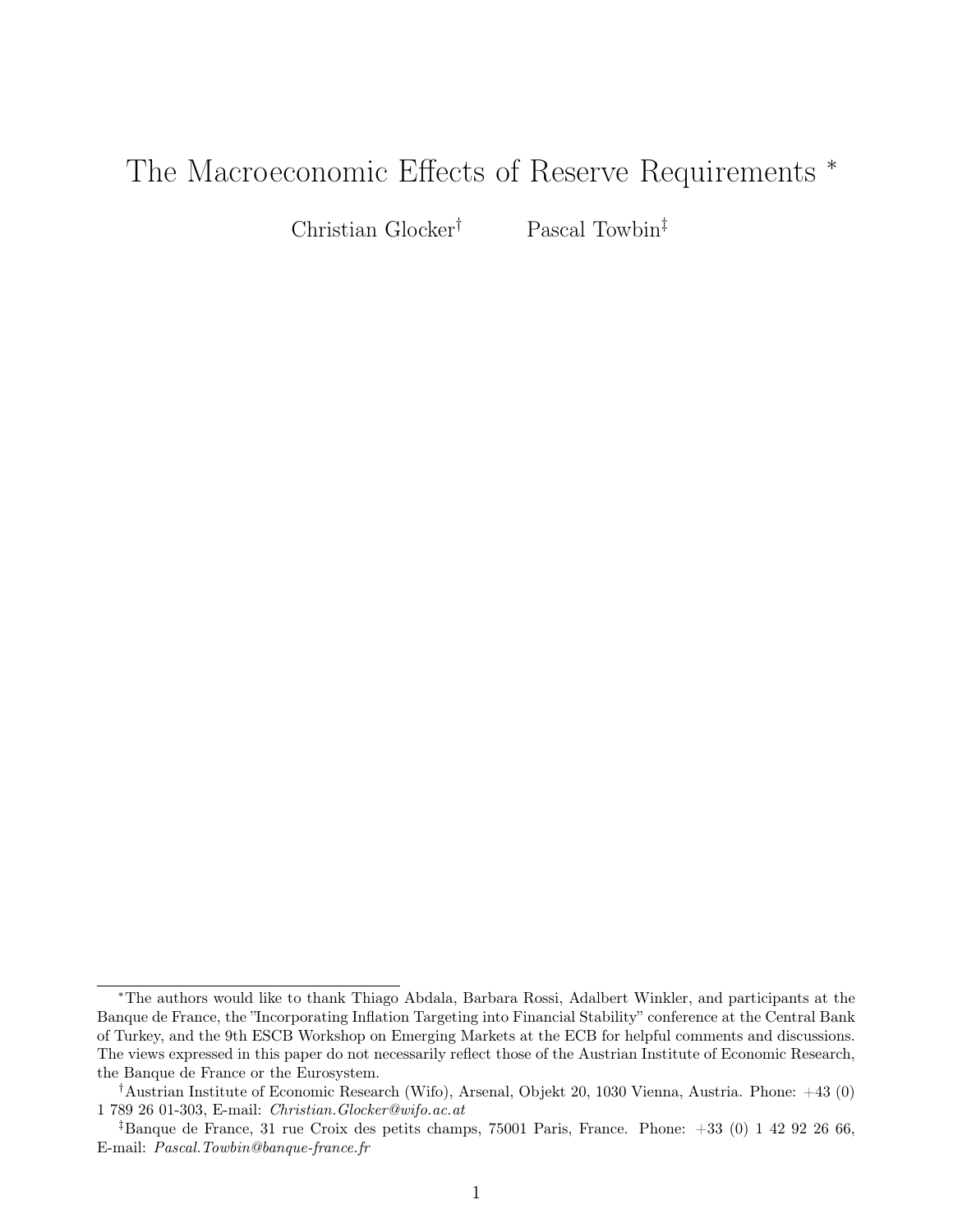# The Macroeconomic Effects of Reserve Requirements [*]

Christian Glocker[†] Pascal Towbin[‡]

---

[*]The authors would like to thank Thiago Abdala, Barbara Rossi, Adalbert Winkler, and participants at the Banque de France, the "Incorporating Inflation Targeting into Financial Stability" conference at the Central Bank of Turkey, and the 9th ESCB Workshop on Emerging Markets at the ECB for helpful comments and discussions. The views expressed in this paper do not necessarily reflect those of the Austrian Institute of Economic Research, the Banque de France or the Eurosystem.

[†]Austrian Institute of Economic Research (Wifo), Arsenal, Objekt 20, 1030 Vienna, Austria. Phone: +43 (0) 1 789 26 01-303, E-mail: *Christian.Glocker@wifo.ac.at*

[‡]Banque de France, 31 rue Croix des petits champs, 75001 Paris, France. Phone: +33 (0) 1 42 92 26 66, E-mail: *Pascal.Towbin@banque-france.fr*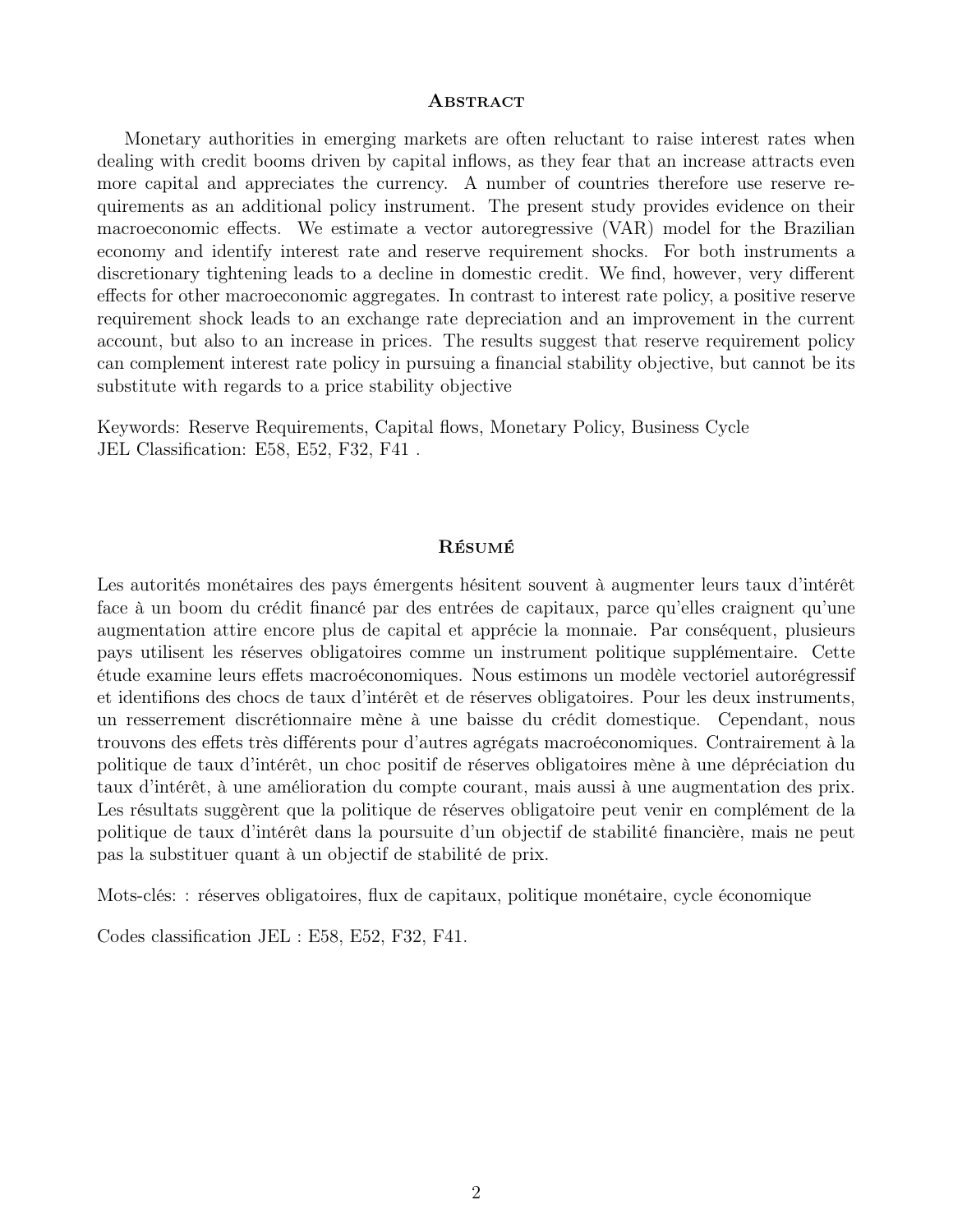## Abstract

Monetary authorities in emerging markets are often reluctant to raise interest rates when dealing with credit booms driven by capital inflows, as they fear that an increase attracts even more capital and appreciates the currency. A number of countries therefore use reserve requirements as an additional policy instrument. The present study provides evidence on their macroeconomic effects. We estimate a vector autoregressive (VAR) model for the Brazilian economy and identify interest rate and reserve requirement shocks. For both instruments a discretionary tightening leads to a decline in domestic credit. We find, however, very different effects for other macroeconomic aggregates. In contrast to interest rate policy, a positive reserve requirement shock leads to an exchange rate depreciation and an improvement in the current account, but also to an increase in prices. The results suggest that reserve requirement policy can complement interest rate policy in pursuing a financial stability objective, but cannot be its substitute with regards to a price stability objective

Keywords: Reserve Requirements, Capital flows, Monetary Policy, Business Cycle
JEL Classification: E58, E52, F32, F41 .

## Résumé

Les autorités monétaires des pays émergents hésitent souvent à augmenter leurs taux d'intérêt face à un boom du crédit financé par des entrées de capitaux, parce qu'elles craignent qu'une augmentation attire encore plus de capital et apprécie la monnaie. Par conséquent, plusieurs pays utilisent les réserves obligatoires comme un instrument politique supplémentaire. Cette étude examine leurs effets macroéconomiques. Nous estimons un modèle vectoriel autorégressif et identifions des chocs de taux d'intérêt et de réserves obligatoires. Pour les deux instruments, un resserrement discrétionnaire mène à une baisse du crédit domestique. Cependant, nous trouvons des effets très différents pour d'autres agrégats macroéconomiques. Contrairement à la politique de taux d'intérêt, un choc positif de réserves obligatoires mène à une dépréciation du taux d'intérêt, à une amélioration du compte courant, mais aussi à une augmentation des prix. Les résultats suggèrent que la politique de réserves obligatoire peut venir en complément de la politique de taux d'intérêt dans la poursuite d'un objectif de stabilité financière, mais ne peut pas la substituer quant à un objectif de stabilité de prix.

Mots-clés: : réserves obligatoires, flux de capitaux, politique monétaire, cycle économique

Codes classification JEL : E58, E52, F32, F41.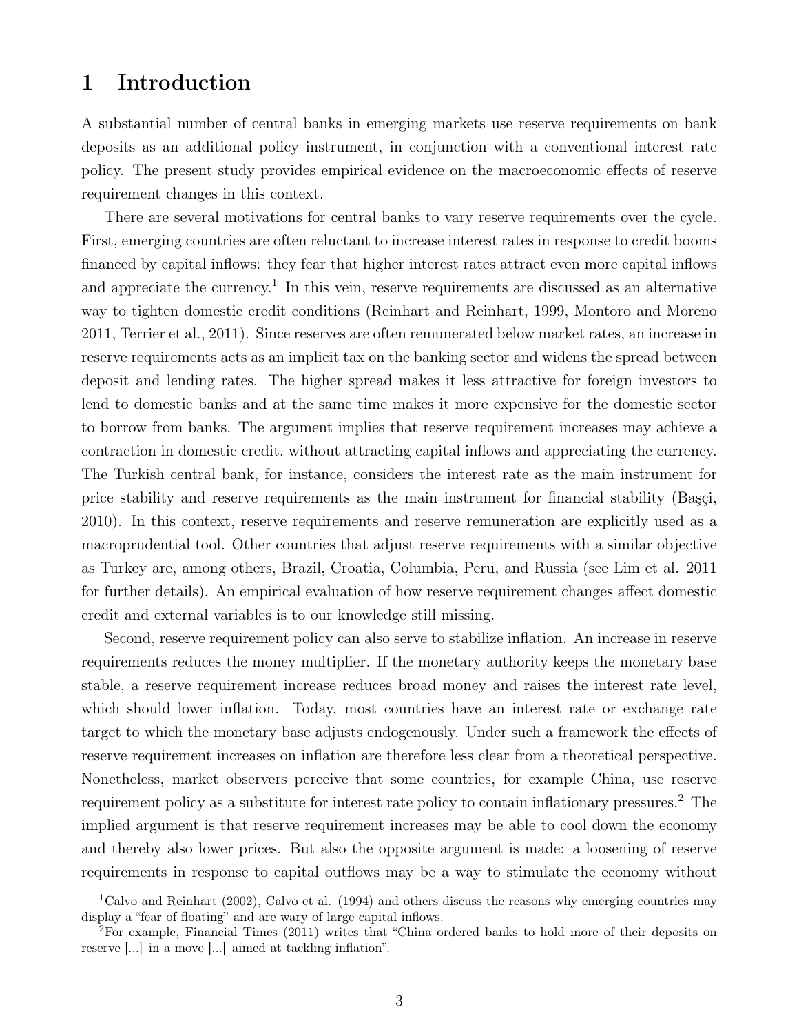# 1 Introduction

A substantial number of central banks in emerging markets use reserve requirements on bank deposits as an additional policy instrument, in conjunction with a conventional interest rate policy. The present study provides empirical evidence on the macroeconomic effects of reserve requirement changes in this context.

There are several motivations for central banks to vary reserve requirements over the cycle. First, emerging countries are often reluctant to increase interest rates in response to credit booms financed by capital inflows: they fear that higher interest rates attract even more capital inflows and appreciate the currency.[1] In this vein, reserve requirements are discussed as an alternative way to tighten domestic credit conditions (Reinhart and Reinhart, 1999, Montoro and Moreno 2011, Terrier et al., 2011). Since reserves are often remunerated below market rates, an increase in reserve requirements acts as an implicit tax on the banking sector and widens the spread between deposit and lending rates. The higher spread makes it less attractive for foreign investors to lend to domestic banks and at the same time makes it more expensive for the domestic sector to borrow from banks. The argument implies that reserve requirement increases may achieve a contraction in domestic credit, without attracting capital inflows and appreciating the currency. The Turkish central bank, for instance, considers the interest rate as the main instrument for price stability and reserve requirements as the main instrument for financial stability (Başçi, 2010). In this context, reserve requirements and reserve remuneration are explicitly used as a macroprudential tool. Other countries that adjust reserve requirements with a similar objective as Turkey are, among others, Brazil, Croatia, Columbia, Peru, and Russia (see Lim et al. 2011 for further details). An empirical evaluation of how reserve requirement changes affect domestic credit and external variables is to our knowledge still missing.

Second, reserve requirement policy can also serve to stabilize inflation. An increase in reserve requirements reduces the money multiplier. If the monetary authority keeps the monetary base stable, a reserve requirement increase reduces broad money and raises the interest rate level, which should lower inflation. Today, most countries have an interest rate or exchange rate target to which the monetary base adjusts endogenously. Under such a framework the effects of reserve requirement increases on inflation are therefore less clear from a theoretical perspective. Nonetheless, market observers perceive that some countries, for example China, use reserve requirement policy as a substitute for interest rate policy to contain inflationary pressures.[2] The implied argument is that reserve requirement increases may be able to cool down the economy and thereby also lower prices. But also the opposite argument is made: a loosening of reserve requirements in response to capital outflows may be a way to stimulate the economy without

[1] Calvo and Reinhart (2002), Calvo et al. (1994) and others discuss the reasons why emerging countries may display a "fear of floating" and are wary of large capital inflows.

[2] For example, Financial Times (2011) writes that "China ordered banks to hold more of their deposits on reserve [...] in a move [...] aimed at tackling inflation".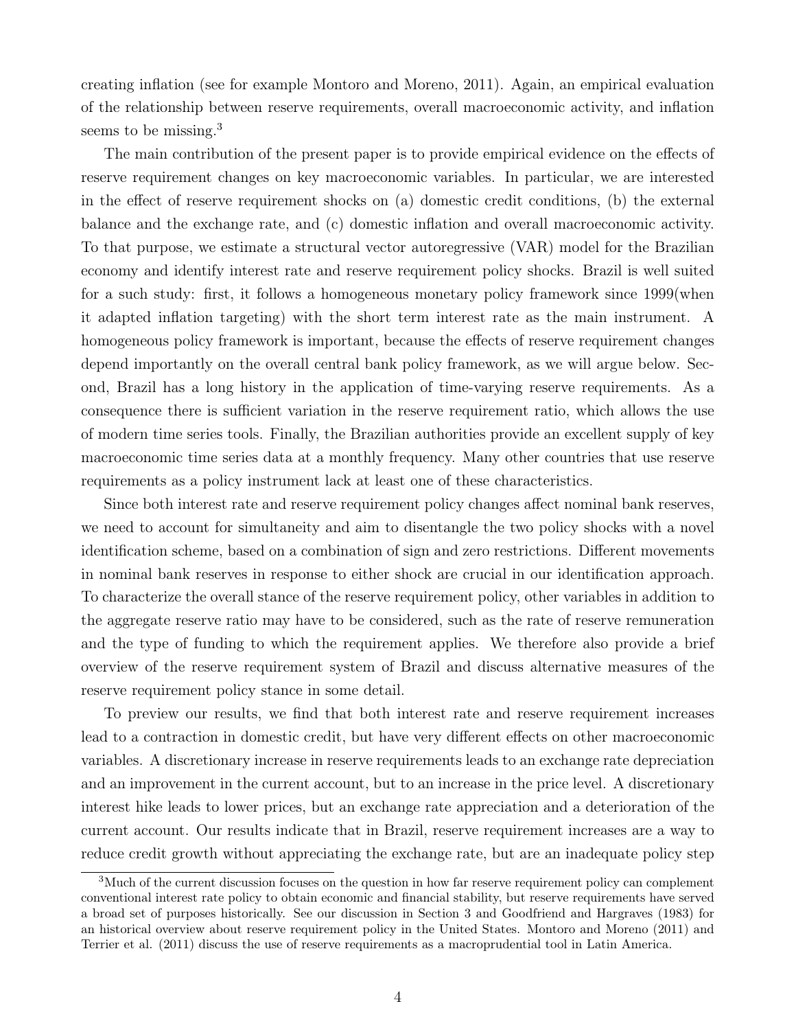creating inflation (see for example Montoro and Moreno, 2011). Again, an empirical evaluation of the relationship between reserve requirements, overall macroeconomic activity, and inflation seems to be missing.[3]

The main contribution of the present paper is to provide empirical evidence on the effects of reserve requirement changes on key macroeconomic variables. In particular, we are interested in the effect of reserve requirement shocks on (a) domestic credit conditions, (b) the external balance and the exchange rate, and (c) domestic inflation and overall macroeconomic activity. To that purpose, we estimate a structural vector autoregressive (VAR) model for the Brazilian economy and identify interest rate and reserve requirement policy shocks. Brazil is well suited for a such study: first, it follows a homogeneous monetary policy framework since 1999(when it adapted inflation targeting) with the short term interest rate as the main instrument. A homogeneous policy framework is important, because the effects of reserve requirement changes depend importantly on the overall central bank policy framework, as we will argue below. Second, Brazil has a long history in the application of time-varying reserve requirements. As a consequence there is sufficient variation in the reserve requirement ratio, which allows the use of modern time series tools. Finally, the Brazilian authorities provide an excellent supply of key macroeconomic time series data at a monthly frequency. Many other countries that use reserve requirements as a policy instrument lack at least one of these characteristics.

Since both interest rate and reserve requirement policy changes affect nominal bank reserves, we need to account for simultaneity and aim to disentangle the two policy shocks with a novel identification scheme, based on a combination of sign and zero restrictions. Different movements in nominal bank reserves in response to either shock are crucial in our identification approach. To characterize the overall stance of the reserve requirement policy, other variables in addition to the aggregate reserve ratio may have to be considered, such as the rate of reserve remuneration and the type of funding to which the requirement applies. We therefore also provide a brief overview of the reserve requirement system of Brazil and discuss alternative measures of the reserve requirement policy stance in some detail.

To preview our results, we find that both interest rate and reserve requirement increases lead to a contraction in domestic credit, but have very different effects on other macroeconomic variables. A discretionary increase in reserve requirements leads to an exchange rate depreciation and an improvement in the current account, but to an increase in the price level. A discretionary interest hike leads to lower prices, but an exchange rate appreciation and a deterioration of the current account. Our results indicate that in Brazil, reserve requirement increases are a way to reduce credit growth without appreciating the exchange rate, but are an inadequate policy step

[3]Much of the current discussion focuses on the question in how far reserve requirement policy can complement conventional interest rate policy to obtain economic and financial stability, but reserve requirements have served a broad set of purposes historically. See our discussion in Section 3 and Goodfriend and Hargraves (1983) for an historical overview about reserve requirement policy in the United States. Montoro and Moreno (2011) and Terrier et al. (2011) discuss the use of reserve requirements as a macroprudential tool in Latin America.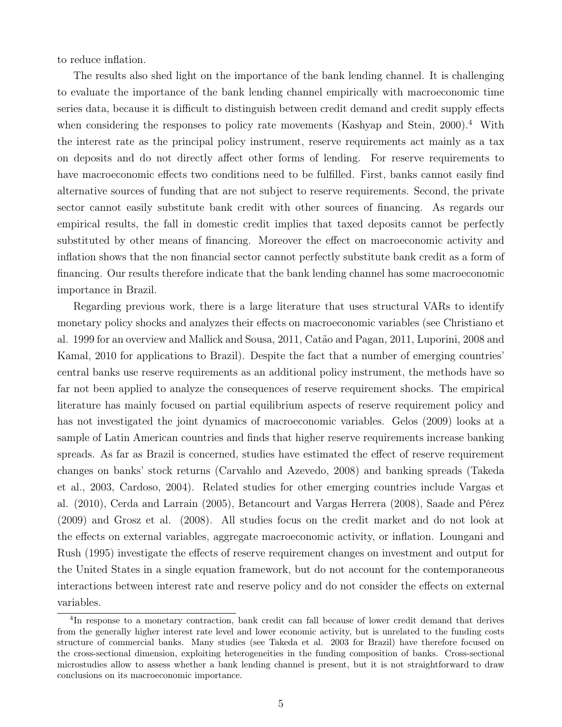to reduce inflation.

The results also shed light on the importance of the bank lending channel. It is challenging to evaluate the importance of the bank lending channel empirically with macroeconomic time series data, because it is difficult to distinguish between credit demand and credit supply effects when considering the responses to policy rate movements (Kashyap and Stein, 2000).[4] With the interest rate as the principal policy instrument, reserve requirements act mainly as a tax on deposits and do not directly affect other forms of lending. For reserve requirements to have macroeconomic effects two conditions need to be fulfilled. First, banks cannot easily find alternative sources of funding that are not subject to reserve requirements. Second, the private sector cannot easily substitute bank credit with other sources of financing. As regards our empirical results, the fall in domestic credit implies that taxed deposits cannot be perfectly substituted by other means of financing. Moreover the effect on macroeconomic activity and inflation shows that the non financial sector cannot perfectly substitute bank credit as a form of financing. Our results therefore indicate that the bank lending channel has some macroeconomic importance in Brazil.

Regarding previous work, there is a large literature that uses structural VARs to identify monetary policy shocks and analyzes their effects on macroeconomic variables (see Christiano et al. 1999 for an overview and Mallick and Sousa, 2011, Catão and Pagan, 2011, Luporini, 2008 and Kamal, 2010 for applications to Brazil). Despite the fact that a number of emerging countries' central banks use reserve requirements as an additional policy instrument, the methods have so far not been applied to analyze the consequences of reserve requirement shocks. The empirical literature has mainly focused on partial equilibrium aspects of reserve requirement policy and has not investigated the joint dynamics of macroeconomic variables. Gelos (2009) looks at a sample of Latin American countries and finds that higher reserve requirements increase banking spreads. As far as Brazil is concerned, studies have estimated the effect of reserve requirement changes on banks' stock returns (Carvahlo and Azevedo, 2008) and banking spreads (Takeda et al., 2003, Cardoso, 2004). Related studies for other emerging countries include Vargas et al. (2010), Cerda and Larrain (2005), Betancourt and Vargas Herrera (2008), Saade and Pérez (2009) and Grosz et al. (2008). All studies focus on the credit market and do not look at the effects on external variables, aggregate macroeconomic activity, or inflation. Loungani and Rush (1995) investigate the effects of reserve requirement changes on investment and output for the United States in a single equation framework, but do not account for the contemporaneous interactions between interest rate and reserve policy and do not consider the effects on external variables.

[4] In response to a monetary contraction, bank credit can fall because of lower credit demand that derives from the generally higher interest rate level and lower economic activity, but is unrelated to the funding costs structure of commercial banks. Many studies (see Takeda et al. 2003 for Brazil) have therefore focused on the cross-sectional dimension, exploiting heterogeneities in the funding composition of banks. Cross-sectional microstudies allow to assess whether a bank lending channel is present, but it is not straightforward to draw conclusions on its macroeconomic importance.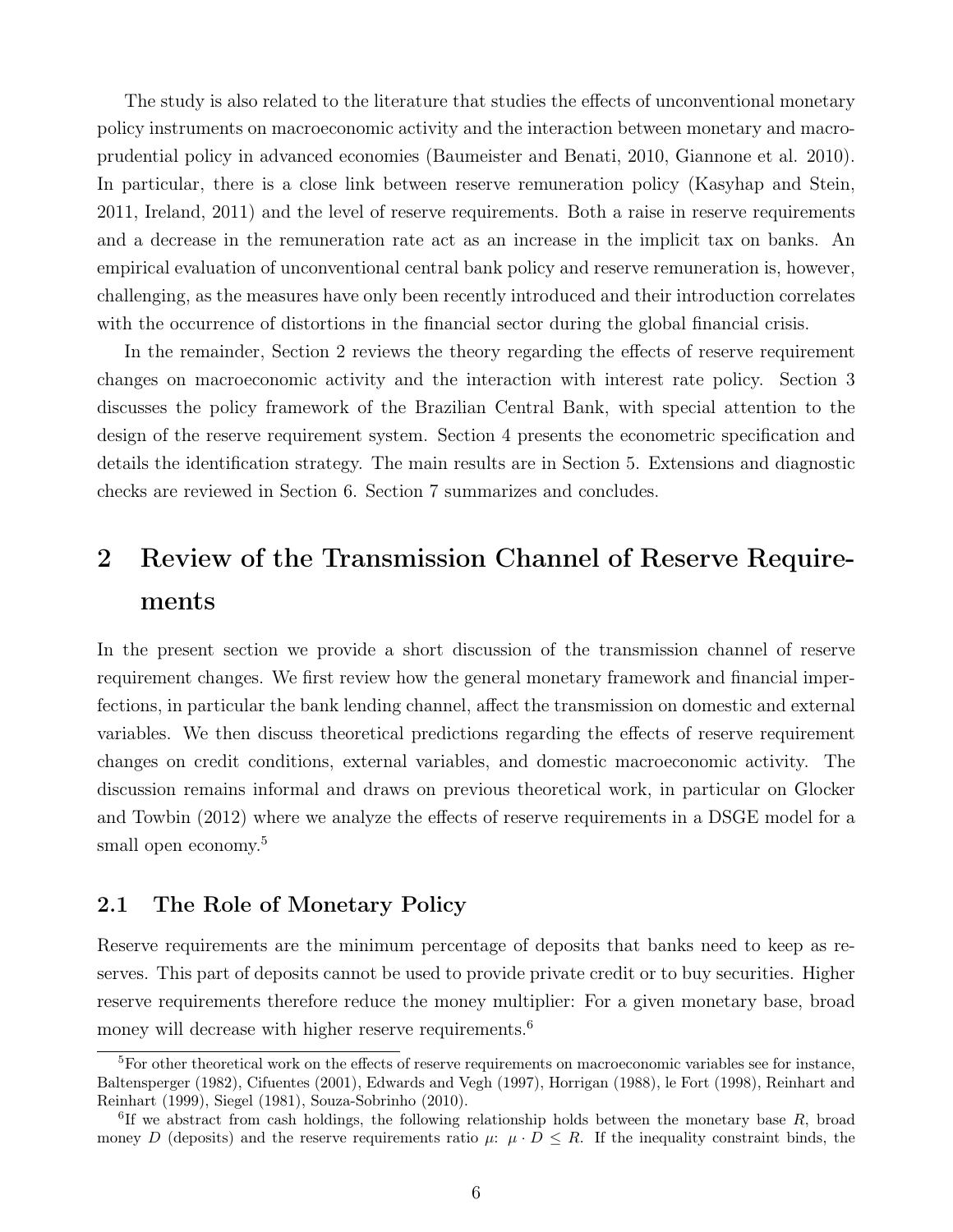The study is also related to the literature that studies the effects of unconventional monetary policy instruments on macroeconomic activity and the interaction between monetary and macroprudential policy in advanced economies (Baumeister and Benati, 2010, Giannone et al. 2010). In particular, there is a close link between reserve remuneration policy (Kasyhap and Stein, 2011, Ireland, 2011) and the level of reserve requirements. Both a raise in reserve requirements and a decrease in the remuneration rate act as an increase in the implicit tax on banks. An empirical evaluation of unconventional central bank policy and reserve remuneration is, however, challenging, as the measures have only been recently introduced and their introduction correlates with the occurrence of distortions in the financial sector during the global financial crisis.

In the remainder, Section 2 reviews the theory regarding the effects of reserve requirement changes on macroeconomic activity and the interaction with interest rate policy. Section 3 discusses the policy framework of the Brazilian Central Bank, with special attention to the design of the reserve requirement system. Section 4 presents the econometric specification and details the identification strategy. The main results are in Section 5. Extensions and diagnostic checks are reviewed in Section 6. Section 7 summarizes and concludes.

# 2 Review of the Transmission Channel of Reserve Requirements

In the present section we provide a short discussion of the transmission channel of reserve requirement changes. We first review how the general monetary framework and financial imperfections, in particular the bank lending channel, affect the transmission on domestic and external variables. We then discuss theoretical predictions regarding the effects of reserve requirement changes on credit conditions, external variables, and domestic macroeconomic activity. The discussion remains informal and draws on previous theoretical work, in particular on Glocker and Towbin (2012) where we analyze the effects of reserve requirements in a DSGE model for a small open economy.[5]

## 2.1 The Role of Monetary Policy

Reserve requirements are the minimum percentage of deposits that banks need to keep as reserves. This part of deposits cannot be used to provide private credit or to buy securities. Higher reserve requirements therefore reduce the money multiplier: For a given monetary base, broad money will decrease with higher reserve requirements.[6]

[5] For other theoretical work on the effects of reserve requirements on macroeconomic variables see for instance, Baltensperger (1982), Cifuentes (2001), Edwards and Vegh (1997), Horrigan (1988), le Fort (1998), Reinhart and Reinhart (1999), Siegel (1981), Souza-Sobrinho (2010).

[6] If we abstract from cash holdings, the following relationship holds between the monetary base $R$, broad money $D$ (deposits) and the reserve requirements ratio $\mu$: $\mu \cdot D \leq R$. If the inequality constraint binds, the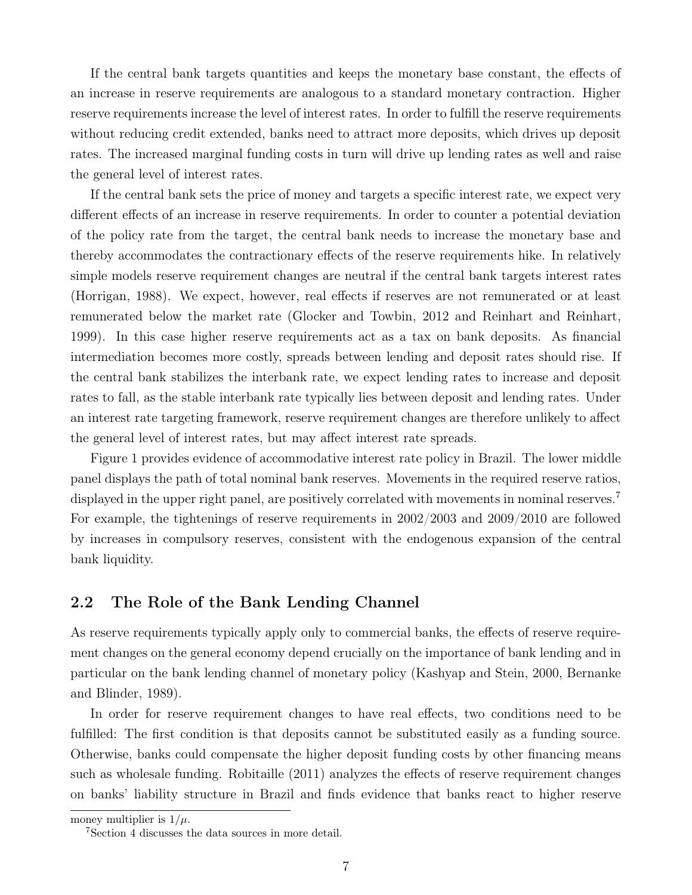If the central bank targets quantities and keeps the monetary base constant, the effects of an increase in reserve requirements are analogous to a standard monetary contraction. Higher reserve requirements increase the level of interest rates. In order to fulfill the reserve requirements without reducing credit extended, banks need to attract more deposits, which drives up deposit rates. The increased marginal funding costs in turn will drive up lending rates as well and raise the general level of interest rates.

If the central bank sets the price of money and targets a specific interest rate, we expect very different effects of an increase in reserve requirements. In order to counter a potential deviation of the policy rate from the target, the central bank needs to increase the monetary base and thereby accommodates the contractionary effects of the reserve requirements hike. In relatively simple models reserve requirement changes are neutral if the central bank targets interest rates (Horrigan, 1988). We expect, however, real effects if reserves are not remunerated or at least remunerated below the market rate (Glocker and Towbin, 2012 and Reinhart and Reinhart, 1999). In this case higher reserve requirements act as a tax on bank deposits. As financial intermediation becomes more costly, spreads between lending and deposit rates should rise. If the central bank stabilizes the interbank rate, we expect lending rates to increase and deposit rates to fall, as the stable interbank rate typically lies between deposit and lending rates. Under an interest rate targeting framework, reserve requirement changes are therefore unlikely to affect the general level of interest rates, but may affect interest rate spreads.

Figure 1 provides evidence of accommodative interest rate policy in Brazil. The lower middle panel displays the path of total nominal bank reserves. Movements in the required reserve ratios, displayed in the upper right panel, are positively correlated with movements in nominal reserves.[7] For example, the tightenings of reserve requirements in 2002/2003 and 2009/2010 are followed by increases in compulsory reserves, consistent with the endogenous expansion of the central bank liquidity.

## 2.2 The Role of the Bank Lending Channel

As reserve requirements typically apply only to commercial banks, the effects of reserve requirement changes on the general economy depend crucially on the importance of bank lending and in particular on the bank lending channel of monetary policy (Kashyap and Stein, 2000, Bernanke and Blinder, 1989).

In order for reserve requirement changes to have real effects, two conditions need to be fulfilled: The first condition is that deposits cannot be substituted easily as a funding source. Otherwise, banks could compensate the higher deposit funding costs by other financing means such as wholesale funding. Robitaille (2011) analyzes the effects of reserve requirement changes on banks' liability structure in Brazil and finds evidence that banks react to higher reserve

money multiplier is $1/\mu$.

[7] Section 4 discusses the data sources in more detail.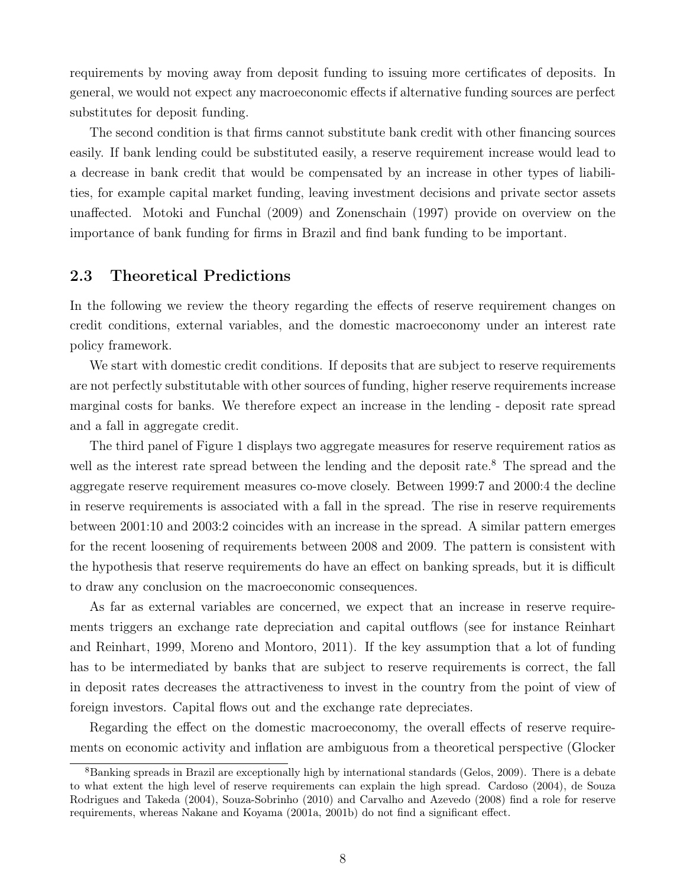requirements by moving away from deposit funding to issuing more certificates of deposits. In general, we would not expect any macroeconomic effects if alternative funding sources are perfect substitutes for deposit funding.

The second condition is that firms cannot substitute bank credit with other financing sources easily. If bank lending could be substituted easily, a reserve requirement increase would lead to a decrease in bank credit that would be compensated by an increase in other types of liabilities, for example capital market funding, leaving investment decisions and private sector assets unaffected. Motoki and Funchal (2009) and Zonenschain (1997) provide on overview on the importance of bank funding for firms in Brazil and find bank funding to be important.

## 2.3 Theoretical Predictions

In the following we review the theory regarding the effects of reserve requirement changes on credit conditions, external variables, and the domestic macroeconomy under an interest rate policy framework.

We start with domestic credit conditions. If deposits that are subject to reserve requirements are not perfectly substitutable with other sources of funding, higher reserve requirements increase marginal costs for banks. We therefore expect an increase in the lending - deposit rate spread and a fall in aggregate credit.

The third panel of Figure 1 displays two aggregate measures for reserve requirement ratios as well as the interest rate spread between the lending and the deposit rate.[8] The spread and the aggregate reserve requirement measures co-move closely. Between 1999:7 and 2000:4 the decline in reserve requirements is associated with a fall in the spread. The rise in reserve requirements between 2001:10 and 2003:2 coincides with an increase in the spread. A similar pattern emerges for the recent loosening of requirements between 2008 and 2009. The pattern is consistent with the hypothesis that reserve requirements do have an effect on banking spreads, but it is difficult to draw any conclusion on the macroeconomic consequences.

As far as external variables are concerned, we expect that an increase in reserve requirements triggers an exchange rate depreciation and capital outflows (see for instance Reinhart and Reinhart, 1999, Moreno and Montoro, 2011). If the key assumption that a lot of funding has to be intermediated by banks that are subject to reserve requirements is correct, the fall in deposit rates decreases the attractiveness to invest in the country from the point of view of foreign investors. Capital flows out and the exchange rate depreciates.

Regarding the effect on the domestic macroeconomy, the overall effects of reserve requirements on economic activity and inflation are ambiguous from a theoretical perspective (Glocker

[8]Banking spreads in Brazil are exceptionally high by international standards (Gelos, 2009). There is a debate to what extent the high level of reserve requirements can explain the high spread. Cardoso (2004), de Souza Rodrigues and Takeda (2004), Souza-Sobrinho (2010) and Carvalho and Azevedo (2008) find a role for reserve requirements, whereas Nakane and Koyama (2001a, 2001b) do not find a significant effect.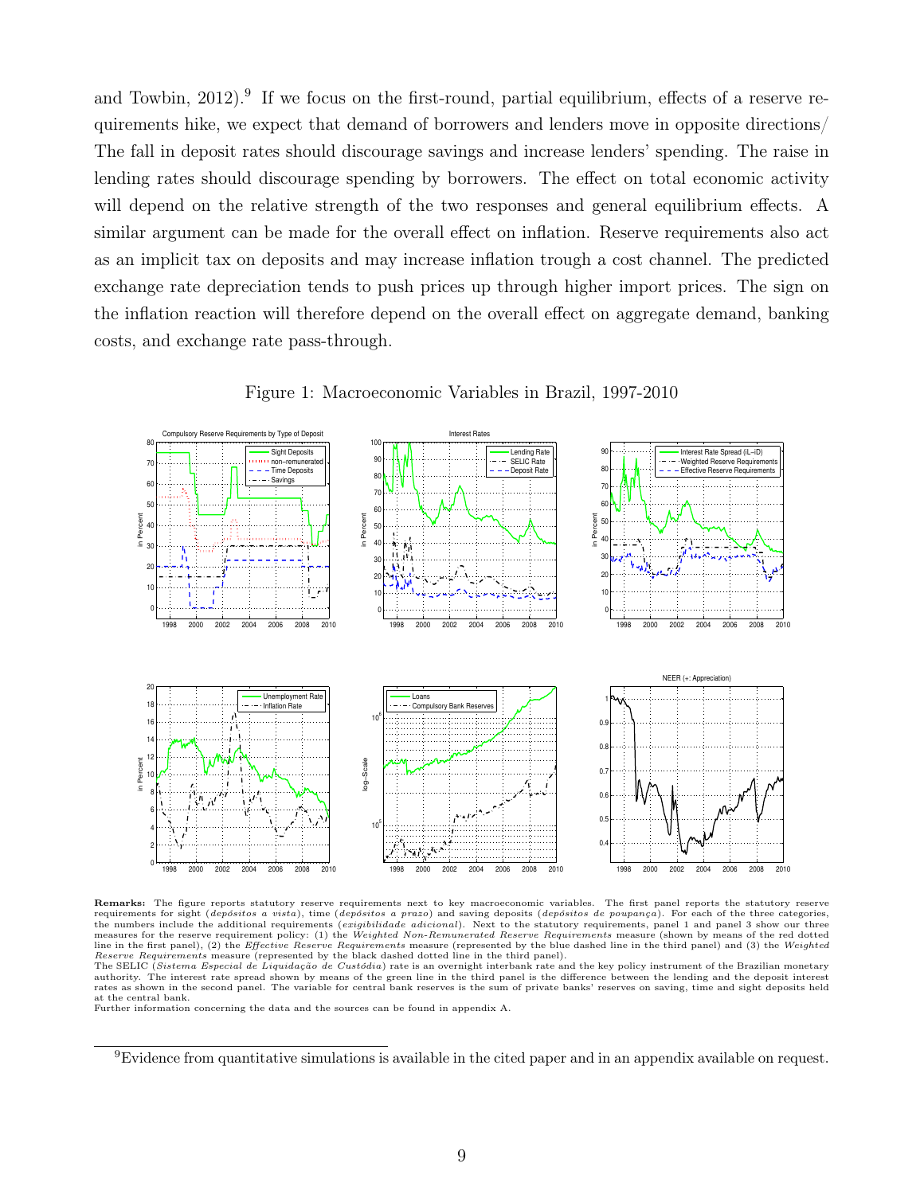and Towbin, 2012).[9] If we focus on the first-round, partial equilibrium, effects of a reserve requirements hike, we expect that demand of borrowers and lenders move in opposite directions/ The fall in deposit rates should discourage savings and increase lenders' spending. The raise in lending rates should discourage spending by borrowers. The effect on total economic activity will depend on the relative strength of the two responses and general equilibrium effects. A similar argument can be made for the overall effect on inflation. Reserve requirements also act as an implicit tax on deposits and may increase inflation trough a cost channel. The predicted exchange rate depreciation tends to push prices up through higher import prices. The sign on the inflation reaction will therefore depend on the overall effect on aggregate demand, banking costs, and exchange rate pass-through.

Figure 1: Macroeconomic Variables in Brazil, 1997-2010

Compulsory Reserve Requirements by Type of Deposit

Sight Deposits
non–remunerated
Time Deposits
Savings

in Percent

Interest Rates

Lending Rate
SELIC Rate
Deposit Rate

in Percent

Interest Rate Spread (iL–iD)
Weighted Reserve Requirements
Effective Reserve Requirements

in Percent

Unemployment Rate
Inflation Rate

in Percent

Loans
Compulsory Bank Reserves

log–Scale

NEER (+: Appreciation)

**Remarks:** The figure reports statutory reserve requirements next to key macroeconomic variables. The first panel reports the statutory reserve requirements for sight (*depósitos a vista*), time (*depósitos a prazo*) and saving deposits (*depósitos de poupança*). For each of the three categories, the numbers include the additional requirements (*exigibilidade adicional*). Next to the statutory requirements, panel 1 and panel 3 show our three measures for the reserve requirement policy: (1) the *Weighted Non-Remunerated Reserve Requirements* measure (shown by means of the red dotted line in the first panel), (2) the *Effective Reserve Requirements* measure (represented by the blue dashed line in the third panel) and (3) the *Weighted Reserve Requirements* measure (represented by the black dashed dotted line in the third panel).
The SELIC (*Sistema Especial de Liquidação de Custódia*) rate is an overnight interbank rate and the key policy instrument of the Brazilian monetary authority. The interest rate spread shown by means of the green line in the third panel is the difference between the lending and the deposit interest rates as shown in the second panel. The variable for central bank reserves is the sum of private banks' reserves on saving, time and sight deposits held at the central bank.
Further information concerning the data and the sources can be found in appendix A.

[9] Evidence from quantitative simulations is available in the cited paper and in an appendix available on request.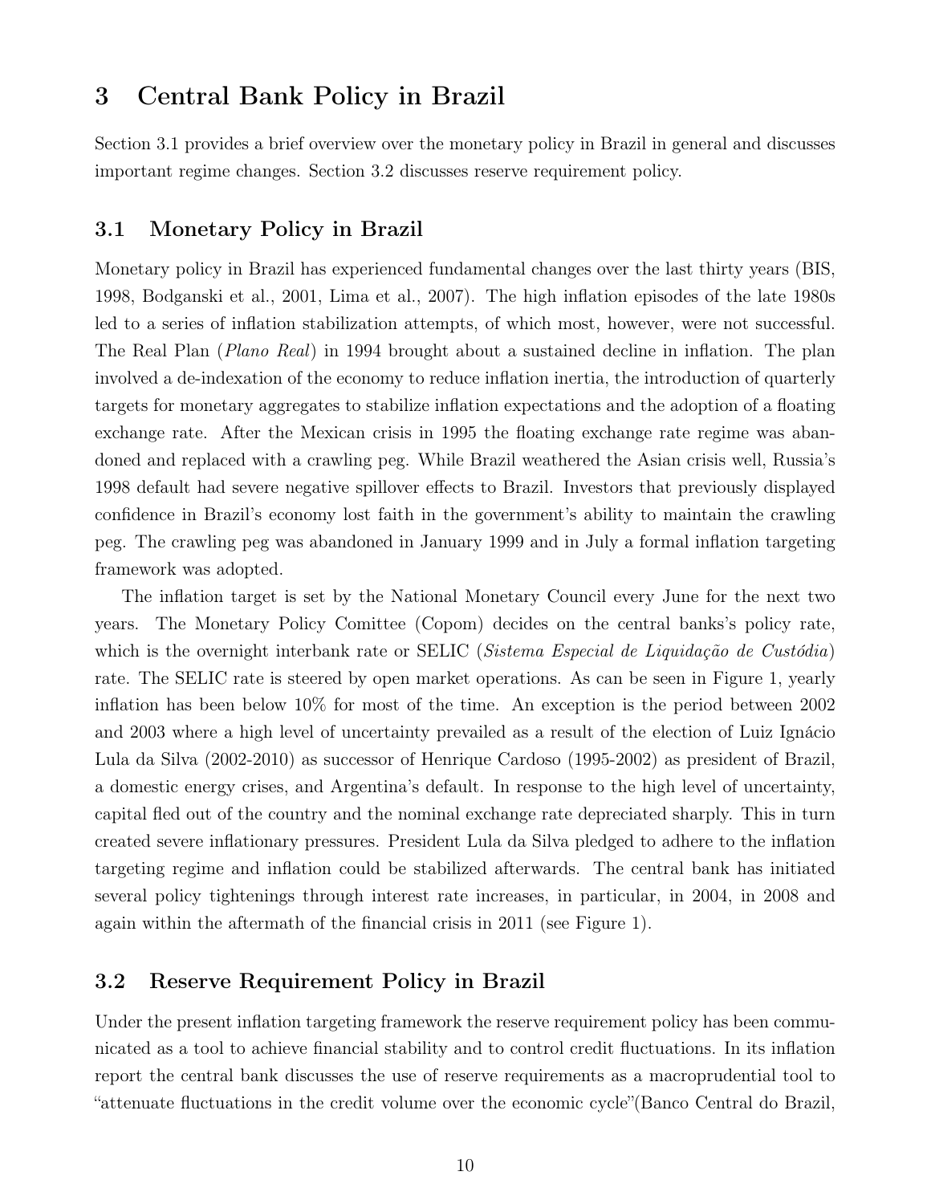# 3 Central Bank Policy in Brazil

Section 3.1 provides a brief overview over the monetary policy in Brazil in general and discusses important regime changes. Section 3.2 discusses reserve requirement policy.

## 3.1 Monetary Policy in Brazil

Monetary policy in Brazil has experienced fundamental changes over the last thirty years (BIS, 1998, Bodganski et al., 2001, Lima et al., 2007). The high inflation episodes of the late 1980s led to a series of inflation stabilization attempts, of which most, however, were not successful. The Real Plan (*Plano Real*) in 1994 brought about a sustained decline in inflation. The plan involved a de-indexation of the economy to reduce inflation inertia, the introduction of quarterly targets for monetary aggregates to stabilize inflation expectations and the adoption of a floating exchange rate. After the Mexican crisis in 1995 the floating exchange rate regime was abandoned and replaced with a crawling peg. While Brazil weathered the Asian crisis well, Russia's 1998 default had severe negative spillover effects to Brazil. Investors that previously displayed confidence in Brazil's economy lost faith in the government's ability to maintain the crawling peg. The crawling peg was abandoned in January 1999 and in July a formal inflation targeting framework was adopted.

The inflation target is set by the National Monetary Council every June for the next two years. The Monetary Policy Comittee (Copom) decides on the central banks's policy rate, which is the overnight interbank rate or SELIC (*Sistema Especial de Liquidação de Custódia*) rate. The SELIC rate is steered by open market operations. As can be seen in Figure 1, yearly inflation has been below 10% for most of the time. An exception is the period between 2002 and 2003 where a high level of uncertainty prevailed as a result of the election of Luiz Ignácio Lula da Silva (2002-2010) as successor of Henrique Cardoso (1995-2002) as president of Brazil, a domestic energy crises, and Argentina's default. In response to the high level of uncertainty, capital fled out of the country and the nominal exchange rate depreciated sharply. This in turn created severe inflationary pressures. President Lula da Silva pledged to adhere to the inflation targeting regime and inflation could be stabilized afterwards. The central bank has initiated several policy tightenings through interest rate increases, in particular, in 2004, in 2008 and again within the aftermath of the financial crisis in 2011 (see Figure 1).

## 3.2 Reserve Requirement Policy in Brazil

Under the present inflation targeting framework the reserve requirement policy has been communicated as a tool to achieve financial stability and to control credit fluctuations. In its inflation report the central bank discusses the use of reserve requirements as a macroprudential tool to "attenuate fluctuations in the credit volume over the economic cycle"(Banco Central do Brazil,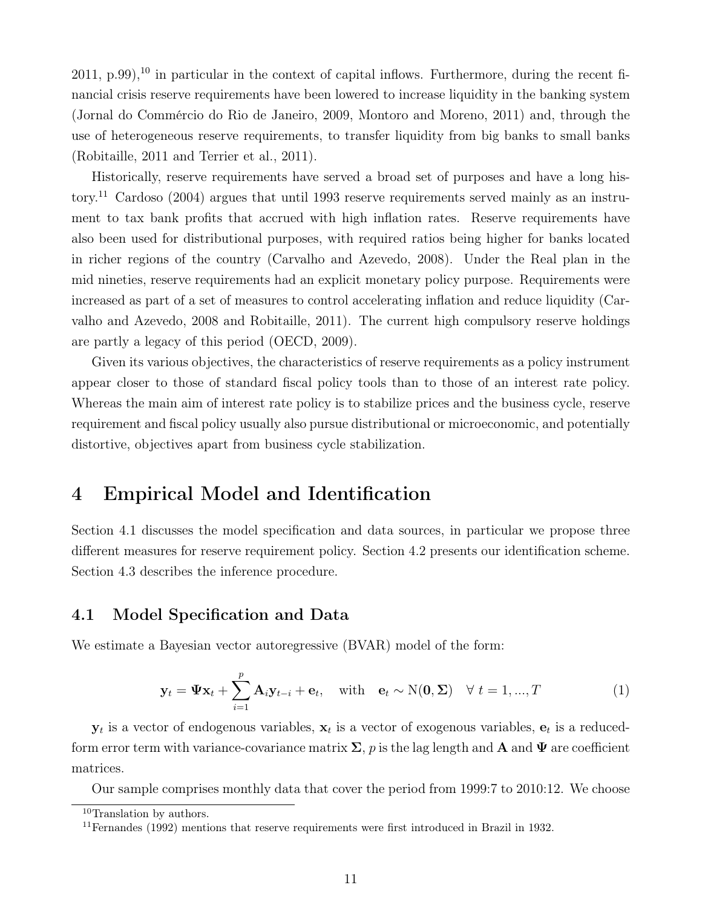2011, p.99),[10] in particular in the context of capital inflows. Furthermore, during the recent financial crisis reserve requirements have been lowered to increase liquidity in the banking system (Jornal do Commércio do Rio de Janeiro, 2009, Montoro and Moreno, 2011) and, through the use of heterogeneous reserve requirements, to transfer liquidity from big banks to small banks (Robitaille, 2011 and Terrier et al., 2011).

Historically, reserve requirements have served a broad set of purposes and have a long history.[11] Cardoso (2004) argues that until 1993 reserve requirements served mainly as an instrument to tax bank profits that accrued with high inflation rates. Reserve requirements have also been used for distributional purposes, with required ratios being higher for banks located in richer regions of the country (Carvalho and Azevedo, 2008). Under the Real plan in the mid nineties, reserve requirements had an explicit monetary policy purpose. Requirements were increased as part of a set of measures to control accelerating inflation and reduce liquidity (Carvalho and Azevedo, 2008 and Robitaille, 2011). The current high compulsory reserve holdings are partly a legacy of this period (OECD, 2009).

Given its various objectives, the characteristics of reserve requirements as a policy instrument appear closer to those of standard fiscal policy tools than to those of an interest rate policy. Whereas the main aim of interest rate policy is to stabilize prices and the business cycle, reserve requirement and fiscal policy usually also pursue distributional or microeconomic, and potentially distortive, objectives apart from business cycle stabilization.

# 4 Empirical Model and Identification

Section 4.1 discusses the model specification and data sources, in particular we propose three different measures for reserve requirement policy. Section 4.2 presents our identification scheme. Section 4.3 describes the inference procedure.

## 4.1 Model Specification and Data

We estimate a Bayesian vector autoregressive (BVAR) model of the form:

$$\mathbf{y}_t = \mathbf{\Psi}\mathbf{x}_t + \sum_{i=1}^{p} \mathbf{A}_i \mathbf{y}_{t-i} + \mathbf{e}_t, \quad \text{with} \quad \mathbf{e}_t \sim \mathrm{N}(\mathbf{0}, \mathbf{\Sigma}) \quad \forall\ t = 1, ..., T \tag{1}$$

$\mathbf{y}_t$ is a vector of endogenous variables, $\mathbf{x}_t$ is a vector of exogenous variables, $\mathbf{e}_t$ is a reduced-form error term with variance-covariance matrix $\mathbf{\Sigma}$, $p$ is the lag length and $\mathbf{A}$ and $\mathbf{\Psi}$ are coefficient matrices.

Our sample comprises monthly data that cover the period from 1999:7 to 2010:12. We choose

[10] Translation by authors.

[11] Fernandes (1992) mentions that reserve requirements were first introduced in Brazil in 1932.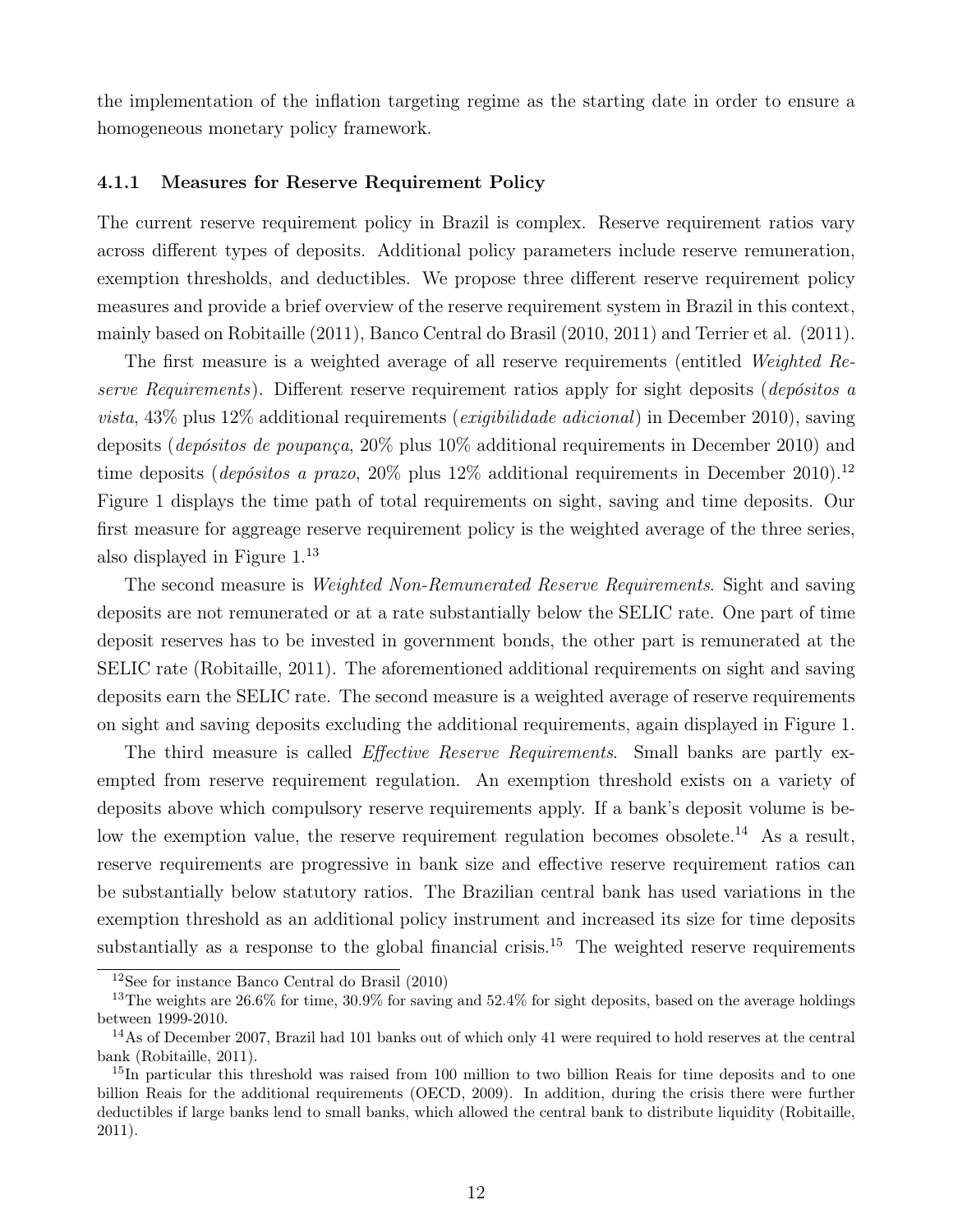the implementation of the inflation targeting regime as the starting date in order to ensure a homogeneous monetary policy framework.

#### 4.1.1 Measures for Reserve Requirement Policy

The current reserve requirement policy in Brazil is complex. Reserve requirement ratios vary across different types of deposits. Additional policy parameters include reserve remuneration, exemption thresholds, and deductibles. We propose three different reserve requirement policy measures and provide a brief overview of the reserve requirement system in Brazil in this context, mainly based on Robitaille (2011), Banco Central do Brasil (2010, 2011) and Terrier et al. (2011).

The first measure is a weighted average of all reserve requirements (entitled *Weighted Reserve Requirements*). Different reserve requirement ratios apply for sight deposits (*depósitos a vista*, 43% plus 12% additional requirements (*exigibilidade adicional*) in December 2010), saving deposits (*depósitos de poupança*, 20% plus 10% additional requirements in December 2010) and time deposits (*depósitos a prazo*, 20% plus 12% additional requirements in December 2010).[12] Figure 1 displays the time path of total requirements on sight, saving and time deposits. Our first measure for aggreage reserve requirement policy is the weighted average of the three series, also displayed in Figure 1.[13]

The second measure is *Weighted Non-Remunerated Reserve Requirements*. Sight and saving deposits are not remunerated or at a rate substantially below the SELIC rate. One part of time deposit reserves has to be invested in government bonds, the other part is remunerated at the SELIC rate (Robitaille, 2011). The aforementioned additional requirements on sight and saving deposits earn the SELIC rate. The second measure is a weighted average of reserve requirements on sight and saving deposits excluding the additional requirements, again displayed in Figure 1.

The third measure is called *Effective Reserve Requirements*. Small banks are partly exempted from reserve requirement regulation. An exemption threshold exists on a variety of deposits above which compulsory reserve requirements apply. If a bank's deposit volume is below the exemption value, the reserve requirement regulation becomes obsolete.[14] As a result, reserve requirements are progressive in bank size and effective reserve requirement ratios can be substantially below statutory ratios. The Brazilian central bank has used variations in the exemption threshold as an additional policy instrument and increased its size for time deposits substantially as a response to the global financial crisis.[15] The weighted reserve requirements

---

[12] See for instance Banco Central do Brasil (2010)

[13] The weights are 26.6% for time, 30.9% for saving and 52.4% for sight deposits, based on the average holdings between 1999-2010.

[14] As of December 2007, Brazil had 101 banks out of which only 41 were required to hold reserves at the central bank (Robitaille, 2011).

[15] In particular this threshold was raised from 100 million to two billion Reais for time deposits and to one billion Reais for the additional requirements (OECD, 2009). In addition, during the crisis there were further deductibles if large banks lend to small banks, which allowed the central bank to distribute liquidity (Robitaille, 2011).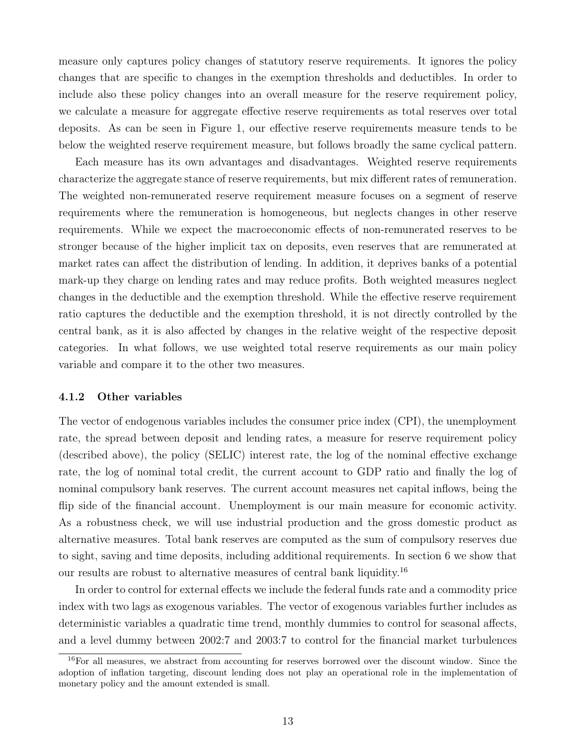measure only captures policy changes of statutory reserve requirements. It ignores the policy changes that are specific to changes in the exemption thresholds and deductibles. In order to include also these policy changes into an overall measure for the reserve requirement policy, we calculate a measure for aggregate effective reserve requirements as total reserves over total deposits. As can be seen in Figure 1, our effective reserve requirements measure tends to be below the weighted reserve requirement measure, but follows broadly the same cyclical pattern.

Each measure has its own advantages and disadvantages. Weighted reserve requirements characterize the aggregate stance of reserve requirements, but mix different rates of remuneration. The weighted non-remunerated reserve requirement measure focuses on a segment of reserve requirements where the remuneration is homogeneous, but neglects changes in other reserve requirements. While we expect the macroeconomic effects of non-remunerated reserves to be stronger because of the higher implicit tax on deposits, even reserves that are remunerated at market rates can affect the distribution of lending. In addition, it deprives banks of a potential mark-up they charge on lending rates and may reduce profits. Both weighted measures neglect changes in the deductible and the exemption threshold. While the effective reserve requirement ratio captures the deductible and the exemption threshold, it is not directly controlled by the central bank, as it is also affected by changes in the relative weight of the respective deposit categories. In what follows, we use weighted total reserve requirements as our main policy variable and compare it to the other two measures.

### 4.1.2 Other variables

The vector of endogenous variables includes the consumer price index (CPI), the unemployment rate, the spread between deposit and lending rates, a measure for reserve requirement policy (described above), the policy (SELIC) interest rate, the log of the nominal effective exchange rate, the log of nominal total credit, the current account to GDP ratio and finally the log of nominal compulsory bank reserves. The current account measures net capital inflows, being the flip side of the financial account. Unemployment is our main measure for economic activity. As a robustness check, we will use industrial production and the gross domestic product as alternative measures. Total bank reserves are computed as the sum of compulsory reserves due to sight, saving and time deposits, including additional requirements. In section 6 we show that our results are robust to alternative measures of central bank liquidity.[16]

In order to control for external effects we include the federal funds rate and a commodity price index with two lags as exogenous variables. The vector of exogenous variables further includes as deterministic variables a quadratic time trend, monthly dummies to control for seasonal affects, and a level dummy between 2002:7 and 2003:7 to control for the financial market turbulences

[16] For all measures, we abstract from accounting for reserves borrowed over the discount window. Since the adoption of inflation targeting, discount lending does not play an operational role in the implementation of monetary policy and the amount extended is small.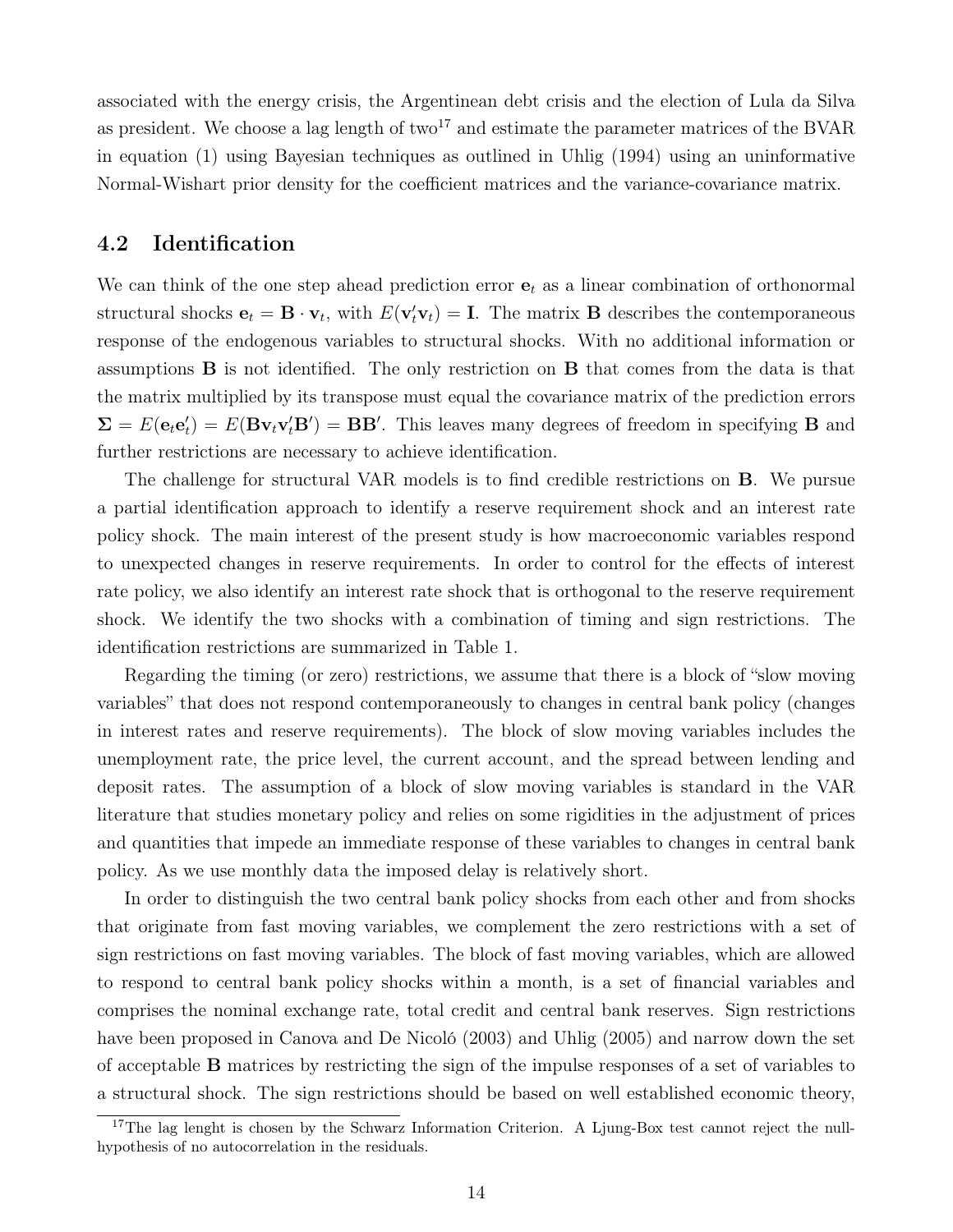associated with the energy crisis, the Argentinean debt crisis and the election of Lula da Silva as president. We choose a lag length of two[17] and estimate the parameter matrices of the BVAR in equation (1) using Bayesian techniques as outlined in Uhlig (1994) using an uninformative Normal-Wishart prior density for the coefficient matrices and the variance-covariance matrix.

## 4.2 Identification

We can think of the one step ahead prediction error $\mathbf{e}_t$ as a linear combination of orthonormal structural shocks $\mathbf{e}_t = \mathbf{B} \cdot \mathbf{v}_t$, with $E(\mathbf{v}_t'\mathbf{v}_t) = \mathbf{I}$. The matrix $\mathbf{B}$ describes the contemporaneous response of the endogenous variables to structural shocks. With no additional information or assumptions $\mathbf{B}$ is not identified. The only restriction on $\mathbf{B}$ that comes from the data is that the matrix multiplied by its transpose must equal the covariance matrix of the prediction errors $\mathbf{\Sigma} = E(\mathbf{e}_t\mathbf{e}_t') = E(\mathbf{B}\mathbf{v}_t\mathbf{v}_t'\mathbf{B}') = \mathbf{B}\mathbf{B}'$. This leaves many degrees of freedom in specifying $\mathbf{B}$ and further restrictions are necessary to achieve identification.

The challenge for structural VAR models is to find credible restrictions on $\mathbf{B}$. We pursue a partial identification approach to identify a reserve requirement shock and an interest rate policy shock. The main interest of the present study is how macroeconomic variables respond to unexpected changes in reserve requirements. In order to control for the effects of interest rate policy, we also identify an interest rate shock that is orthogonal to the reserve requirement shock. We identify the two shocks with a combination of timing and sign restrictions. The identification restrictions are summarized in Table 1.

Regarding the timing (or zero) restrictions, we assume that there is a block of "slow moving variables" that does not respond contemporaneously to changes in central bank policy (changes in interest rates and reserve requirements). The block of slow moving variables includes the unemployment rate, the price level, the current account, and the spread between lending and deposit rates. The assumption of a block of slow moving variables is standard in the VAR literature that studies monetary policy and relies on some rigidities in the adjustment of prices and quantities that impede an immediate response of these variables to changes in central bank policy. As we use monthly data the imposed delay is relatively short.

In order to distinguish the two central bank policy shocks from each other and from shocks that originate from fast moving variables, we complement the zero restrictions with a set of sign restrictions on fast moving variables. The block of fast moving variables, which are allowed to respond to central bank policy shocks within a month, is a set of financial variables and comprises the nominal exchange rate, total credit and central bank reserves. Sign restrictions have been proposed in Canova and De Nicoló (2003) and Uhlig (2005) and narrow down the set of acceptable $\mathbf{B}$ matrices by restricting the sign of the impulse responses of a set of variables to a structural shock. The sign restrictions should be based on well established economic theory,

[17] The lag lenght is chosen by the Schwarz Information Criterion. A Ljung-Box test cannot reject the null-hypothesis of no autocorrelation in the residuals.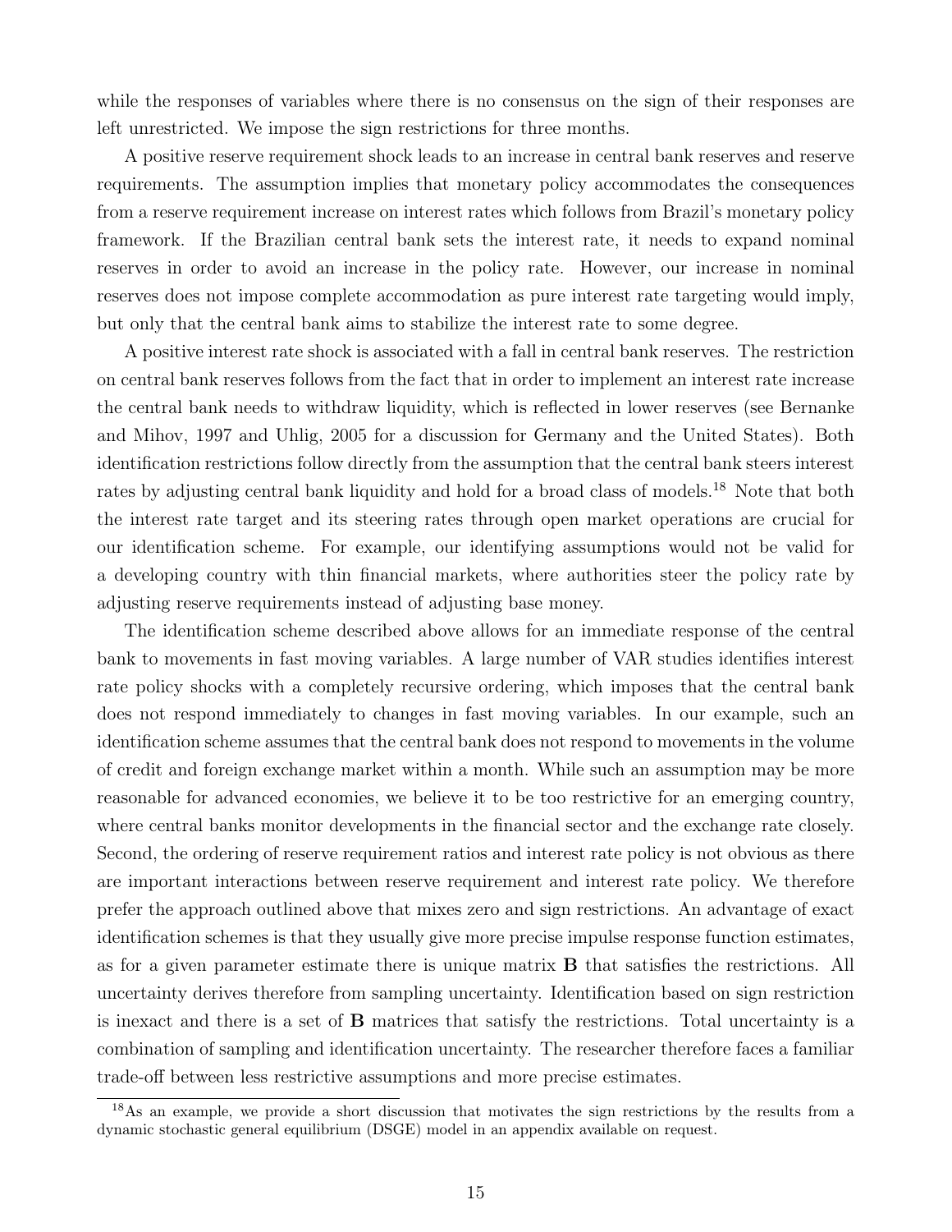while the responses of variables where there is no consensus on the sign of their responses are left unrestricted. We impose the sign restrictions for three months.

A positive reserve requirement shock leads to an increase in central bank reserves and reserve requirements. The assumption implies that monetary policy accommodates the consequences from a reserve requirement increase on interest rates which follows from Brazil's monetary policy framework. If the Brazilian central bank sets the interest rate, it needs to expand nominal reserves in order to avoid an increase in the policy rate. However, our increase in nominal reserves does not impose complete accommodation as pure interest rate targeting would imply, but only that the central bank aims to stabilize the interest rate to some degree.

A positive interest rate shock is associated with a fall in central bank reserves. The restriction on central bank reserves follows from the fact that in order to implement an interest rate increase the central bank needs to withdraw liquidity, which is reflected in lower reserves (see Bernanke and Mihov, 1997 and Uhlig, 2005 for a discussion for Germany and the United States). Both identification restrictions follow directly from the assumption that the central bank steers interest rates by adjusting central bank liquidity and hold for a broad class of models.[18] Note that both the interest rate target and its steering rates through open market operations are crucial for our identification scheme. For example, our identifying assumptions would not be valid for a developing country with thin financial markets, where authorities steer the policy rate by adjusting reserve requirements instead of adjusting base money.

The identification scheme described above allows for an immediate response of the central bank to movements in fast moving variables. A large number of VAR studies identifies interest rate policy shocks with a completely recursive ordering, which imposes that the central bank does not respond immediately to changes in fast moving variables. In our example, such an identification scheme assumes that the central bank does not respond to movements in the volume of credit and foreign exchange market within a month. While such an assumption may be more reasonable for advanced economies, we believe it to be too restrictive for an emerging country, where central banks monitor developments in the financial sector and the exchange rate closely. Second, the ordering of reserve requirement ratios and interest rate policy is not obvious as there are important interactions between reserve requirement and interest rate policy. We therefore prefer the approach outlined above that mixes zero and sign restrictions. An advantage of exact identification schemes is that they usually give more precise impulse response function estimates, as for a given parameter estimate there is unique matrix $\mathbf{B}$ that satisfies the restrictions. All uncertainty derives therefore from sampling uncertainty. Identification based on sign restriction is inexact and there is a set of $\mathbf{B}$ matrices that satisfy the restrictions. Total uncertainty is a combination of sampling and identification uncertainty. The researcher therefore faces a familiar trade-off between less restrictive assumptions and more precise estimates.

[18] As an example, we provide a short discussion that motivates the sign restrictions by the results from a dynamic stochastic general equilibrium (DSGE) model in an appendix available on request.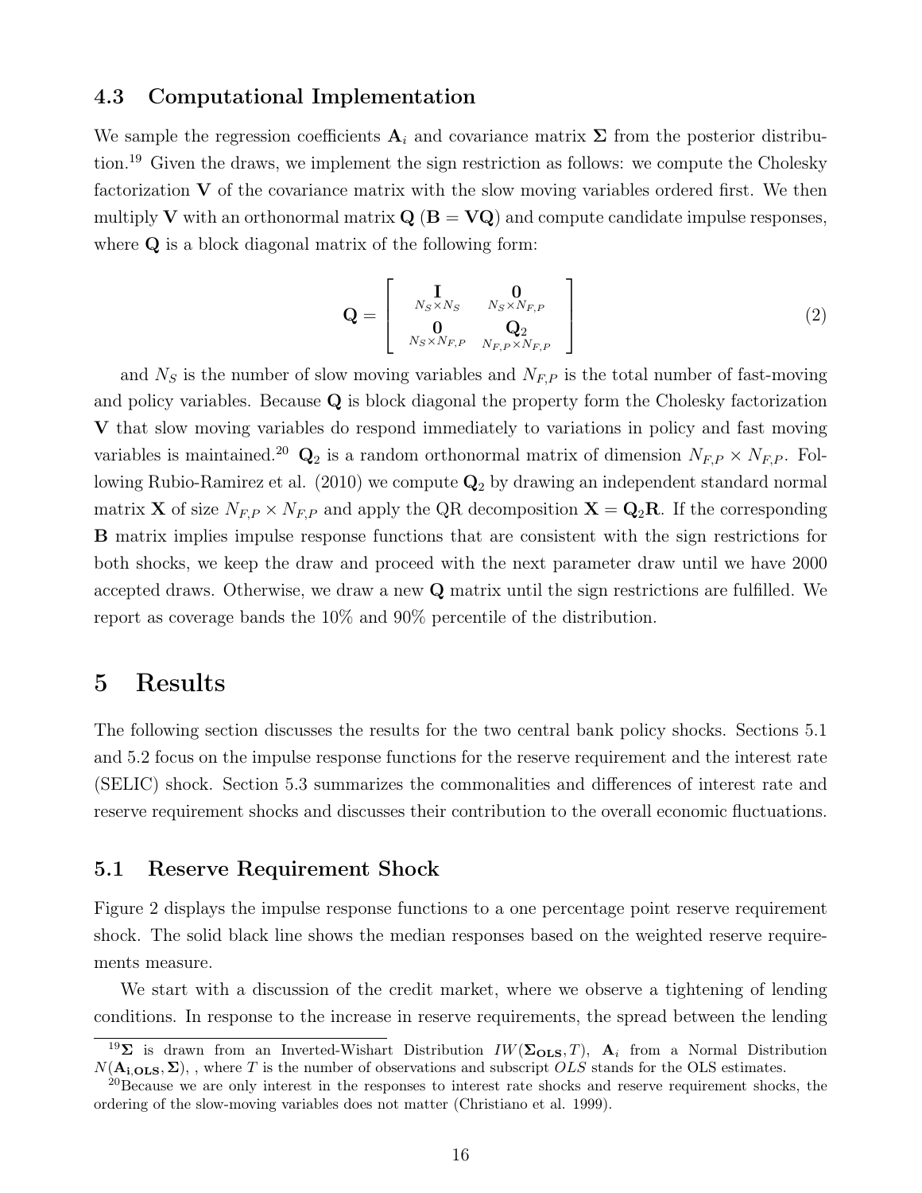### 4.3 Computational Implementation

We sample the regression coefficients $\mathbf{A}_i$ and covariance matrix $\mathbf{\Sigma}$ from the posterior distribution.[19] Given the draws, we implement the sign restriction as follows: we compute the Cholesky factorization $\mathbf{V}$ of the covariance matrix with the slow moving variables ordered first. We then multiply $\mathbf{V}$ with an orthonormal matrix $\mathbf{Q}$ ($\mathbf{B} = \mathbf{VQ}$) and compute candidate impulse responses, where $\mathbf{Q}$ is a block diagonal matrix of the following form:

$$\mathbf{Q} = \begin{bmatrix} \underset{N_S \times N_S}{\mathbf{I}} & \underset{N_S \times N_{F,P}}{\mathbf{0}} \\ \underset{N_S \times N_{F,P}}{\mathbf{0}} & \underset{N_{F,P} \times N_{F,P}}{\mathbf{Q}_2} \end{bmatrix} \tag{2}$$

and $N_S$ is the number of slow moving variables and $N_{F,P}$ is the total number of fast-moving and policy variables. Because $\mathbf{Q}$ is block diagonal the property form the Cholesky factorization $\mathbf{V}$ that slow moving variables do respond immediately to variations in policy and fast moving variables is maintained.[20] $\mathbf{Q}_2$ is a random orthonormal matrix of dimension $N_{F,P} \times N_{F,P}$. Following Rubio-Ramirez et al. (2010) we compute $\mathbf{Q}_2$ by drawing an independent standard normal matrix $\mathbf{X}$ of size $N_{F,P} \times N_{F,P}$ and apply the QR decomposition $\mathbf{X} = \mathbf{Q}_2\mathbf{R}$. If the corresponding $\mathbf{B}$ matrix implies impulse response functions that are consistent with the sign restrictions for both shocks, we keep the draw and proceed with the next parameter draw until we have 2000 accepted draws. Otherwise, we draw a new $\mathbf{Q}$ matrix until the sign restrictions are fulfilled. We report as coverage bands the 10% and 90% percentile of the distribution.

# 5 Results

The following section discusses the results for the two central bank policy shocks. Sections 5.1 and 5.2 focus on the impulse response functions for the reserve requirement and the interest rate (SELIC) shock. Section 5.3 summarizes the commonalities and differences of interest rate and reserve requirement shocks and discusses their contribution to the overall economic fluctuations.

## 5.1 Reserve Requirement Shock

Figure 2 displays the impulse response functions to a one percentage point reserve requirement shock. The solid black line shows the median responses based on the weighted reserve requirements measure.

We start with a discussion of the credit market, where we observe a tightening of lending conditions. In response to the increase in reserve requirements, the spread between the lending

---

[19] $\mathbf{\Sigma}$ is drawn from an Inverted-Wishart Distribution $IW(\mathbf{\Sigma_{OLS}}, T)$, $\mathbf{A}_i$ from a Normal Distribution $N(\mathbf{A_{i,OLS}}, \mathbf{\Sigma})$, , where $T$ is the number of observations and subscript $OLS$ stands for the OLS estimates.

[20] Because we are only interest in the responses to interest rate shocks and reserve requirement shocks, the ordering of the slow-moving variables does not matter (Christiano et al. 1999).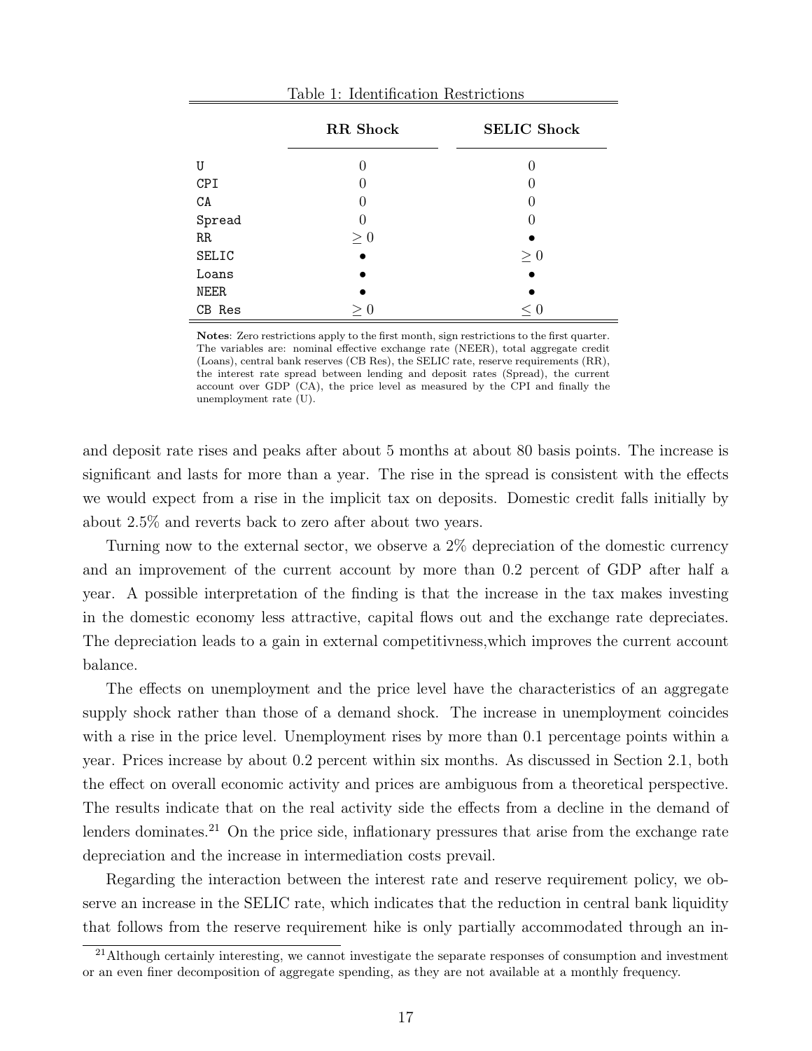Table 1: Identification Restrictions

| | **RR Shock** | **SELIC Shock** |
|---|---|---|
| U | 0 | 0 |
| CPI | 0 | 0 |
| CA | 0 | 0 |
| Spread | 0 | 0 |
| RR | $\geq 0$ | • |
| SELIC | • | $\geq 0$ |
| Loans | • | • |
| NEER | • | • |
| CB Res | $\geq 0$ | $\leq 0$ |

**Notes**: Zero restrictions apply to the first month, sign restrictions to the first quarter. The variables are: nominal effective exchange rate (NEER), total aggregate credit (Loans), central bank reserves (CB Res), the SELIC rate, reserve requirements (RR), the interest rate spread between lending and deposit rates (Spread), the current account over GDP (CA), the price level as measured by the CPI and finally the unemployment rate (U).

and deposit rate rises and peaks after about 5 months at about 80 basis points. The increase is significant and lasts for more than a year. The rise in the spread is consistent with the effects we would expect from a rise in the implicit tax on deposits. Domestic credit falls initially by about 2.5% and reverts back to zero after about two years.

Turning now to the external sector, we observe a 2% depreciation of the domestic currency and an improvement of the current account by more than 0.2 percent of GDP after half a year. A possible interpretation of the finding is that the increase in the tax makes investing in the domestic economy less attractive, capital flows out and the exchange rate depreciates. The depreciation leads to a gain in external competitivness,which improves the current account balance.

The effects on unemployment and the price level have the characteristics of an aggregate supply shock rather than those of a demand shock. The increase in unemployment coincides with a rise in the price level. Unemployment rises by more than 0.1 percentage points within a year. Prices increase by about 0.2 percent within six months. As discussed in Section 2.1, both the effect on overall economic activity and prices are ambiguous from a theoretical perspective. The results indicate that on the real activity side the effects from a decline in the demand of lenders dominates.[21] On the price side, inflationary pressures that arise from the exchange rate depreciation and the increase in intermediation costs prevail.

Regarding the interaction between the interest rate and reserve requirement policy, we observe an increase in the SELIC rate, which indicates that the reduction in central bank liquidity that follows from the reserve requirement hike is only partially accommodated through an in-

[21] Although certainly interesting, we cannot investigate the separate responses of consumption and investment or an even finer decomposition of aggregate spending, as they are not available at a monthly frequency.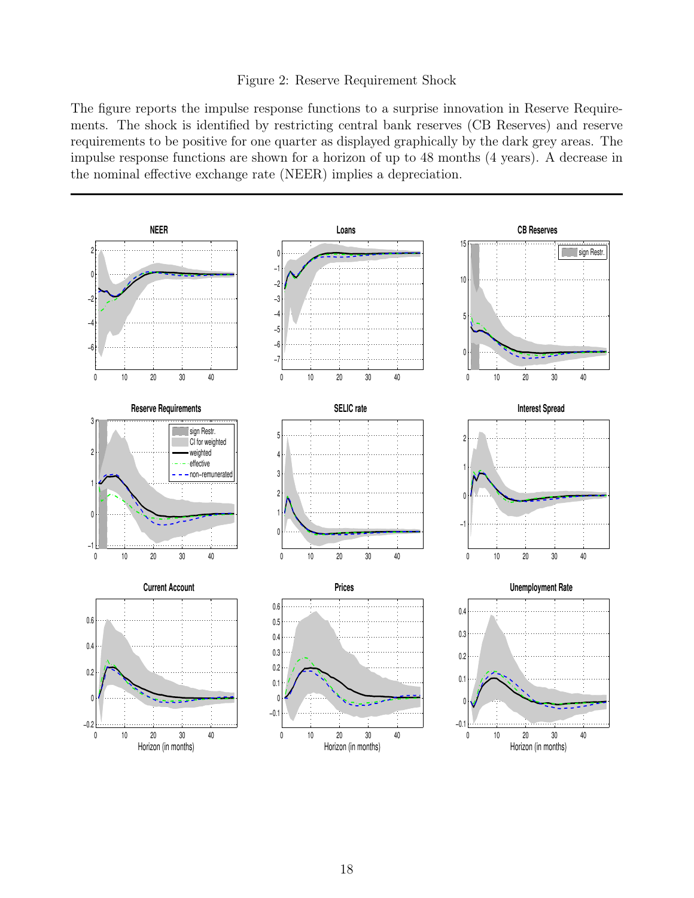Figure 2: Reserve Requirement Shock

The figure reports the impulse response functions to a surprise innovation in Reserve Requirements. The shock is identified by restricting central bank reserves (CB Reserves) and reserve requirements to be positive for one quarter as displayed graphically by the dark grey areas. The impulse response functions are shown for a horizon of up to 48 months (4 years). A decrease in the nominal effective exchange rate (NEER) implies a depreciation.

NEER

Loans

CB Reserves

sign Restr.

Reserve Requirements

sign Restr.
CI for weighted
weighted
effective
non–remunerated

SELIC rate

Interest Spread

Current Account

Prices

Unemployment Rate

Horizon (in months)

Horizon (in months)

Horizon (in months)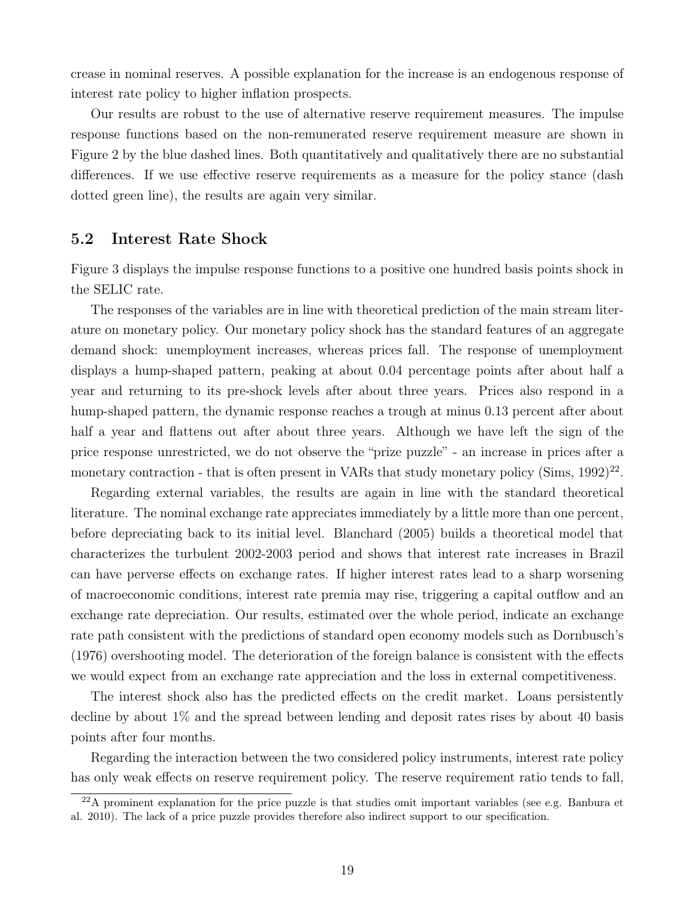crease in nominal reserves. A possible explanation for the increase is an endogenous response of interest rate policy to higher inflation prospects.

Our results are robust to the use of alternative reserve requirement measures. The impulse response functions based on the non-remunerated reserve requirement measure are shown in Figure 2 by the blue dashed lines. Both quantitatively and qualitatively there are no substantial differences. If we use effective reserve requirements as a measure for the policy stance (dash dotted green line), the results are again very similar.

## 5.2 Interest Rate Shock

Figure 3 displays the impulse response functions to a positive one hundred basis points shock in the SELIC rate.

The responses of the variables are in line with theoretical prediction of the main stream literature on monetary policy. Our monetary policy shock has the standard features of an aggregate demand shock: unemployment increases, whereas prices fall. The response of unemployment displays a hump-shaped pattern, peaking at about 0.04 percentage points after about half a year and returning to its pre-shock levels after about three years. Prices also respond in a hump-shaped pattern, the dynamic response reaches a trough at minus 0.13 percent after about half a year and flattens out after about three years. Although we have left the sign of the price response unrestricted, we do not observe the "prize puzzle" - an increase in prices after a monetary contraction - that is often present in VARs that study monetary policy (Sims, 1992)[22].

Regarding external variables, the results are again in line with the standard theoretical literature. The nominal exchange rate appreciates immediately by a little more than one percent, before depreciating back to its initial level. Blanchard (2005) builds a theoretical model that characterizes the turbulent 2002-2003 period and shows that interest rate increases in Brazil can have perverse effects on exchange rates. If higher interest rates lead to a sharp worsening of macroeconomic conditions, interest rate premia may rise, triggering a capital outflow and an exchange rate depreciation. Our results, estimated over the whole period, indicate an exchange rate path consistent with the predictions of standard open economy models such as Dornbusch's (1976) overshooting model. The deterioration of the foreign balance is consistent with the effects we would expect from an exchange rate appreciation and the loss in external competitiveness.

The interest shock also has the predicted effects on the credit market. Loans persistently decline by about 1% and the spread between lending and deposit rates rises by about 40 basis points after four months.

Regarding the interaction between the two considered policy instruments, interest rate policy has only weak effects on reserve requirement policy. The reserve requirement ratio tends to fall,

[22] A prominent explanation for the price puzzle is that studies omit important variables (see e.g. Banbura et al. 2010). The lack of a price puzzle provides therefore also indirect support to our specification.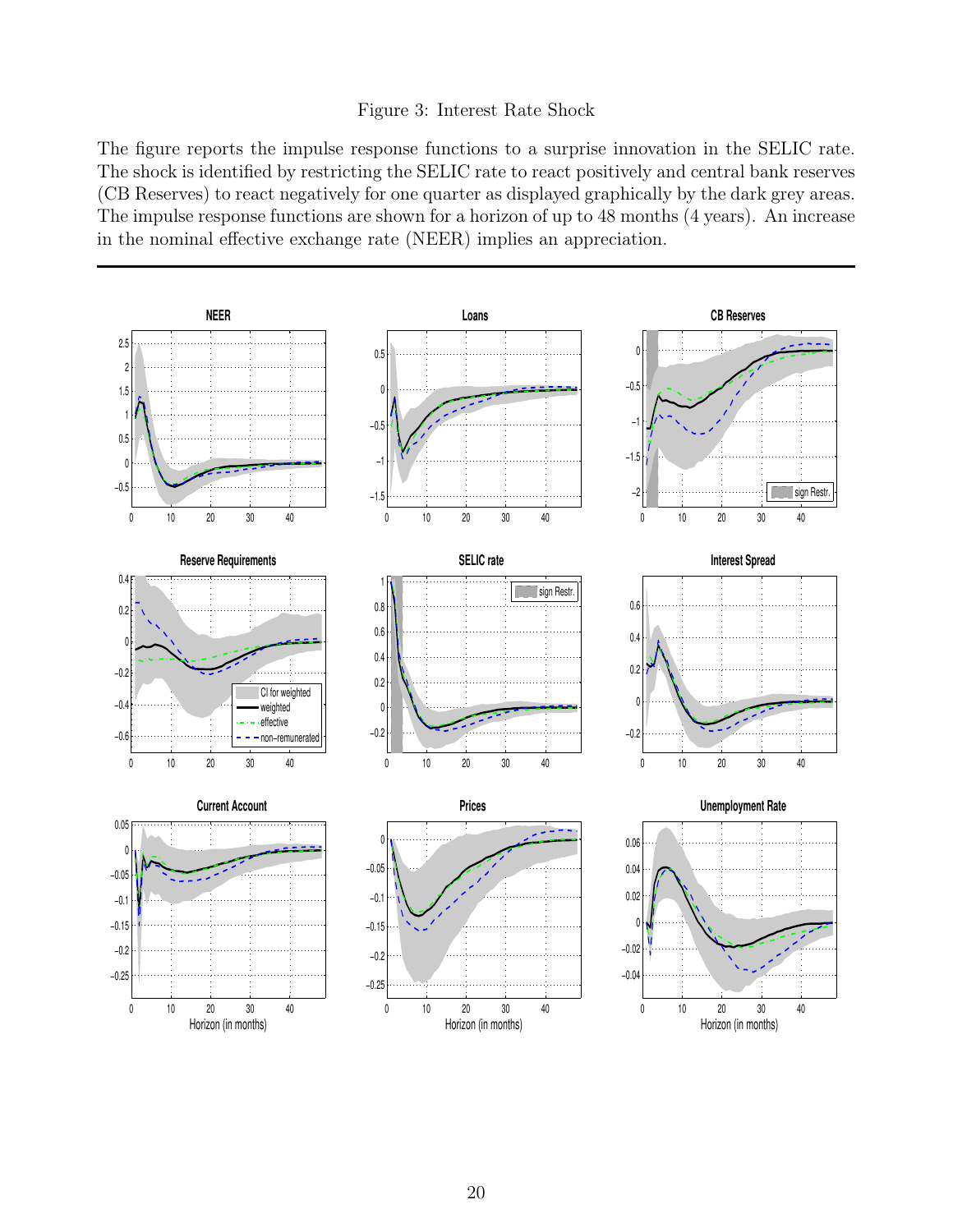Figure 3: Interest Rate Shock

The figure reports the impulse response functions to a surprise innovation in the SELIC rate. The shock is identified by restricting the SELIC rate to react positively and central bank reserves (CB Reserves) to react negatively for one quarter as displayed graphically by the dark grey areas. The impulse response functions are shown for a horizon of up to 48 months (4 years). An increase in the nominal effective exchange rate (NEER) implies an appreciation.

NEER

Loans

CB Reserves

sign Restr.

Reserve Requirements

CI for weighted
weighted
effective
non–remunerated

SELIC rate

sign Restr.

Interest Spread

Current Account

Prices

Unemployment Rate

Horizon (in months)

Horizon (in months)

Horizon (in months)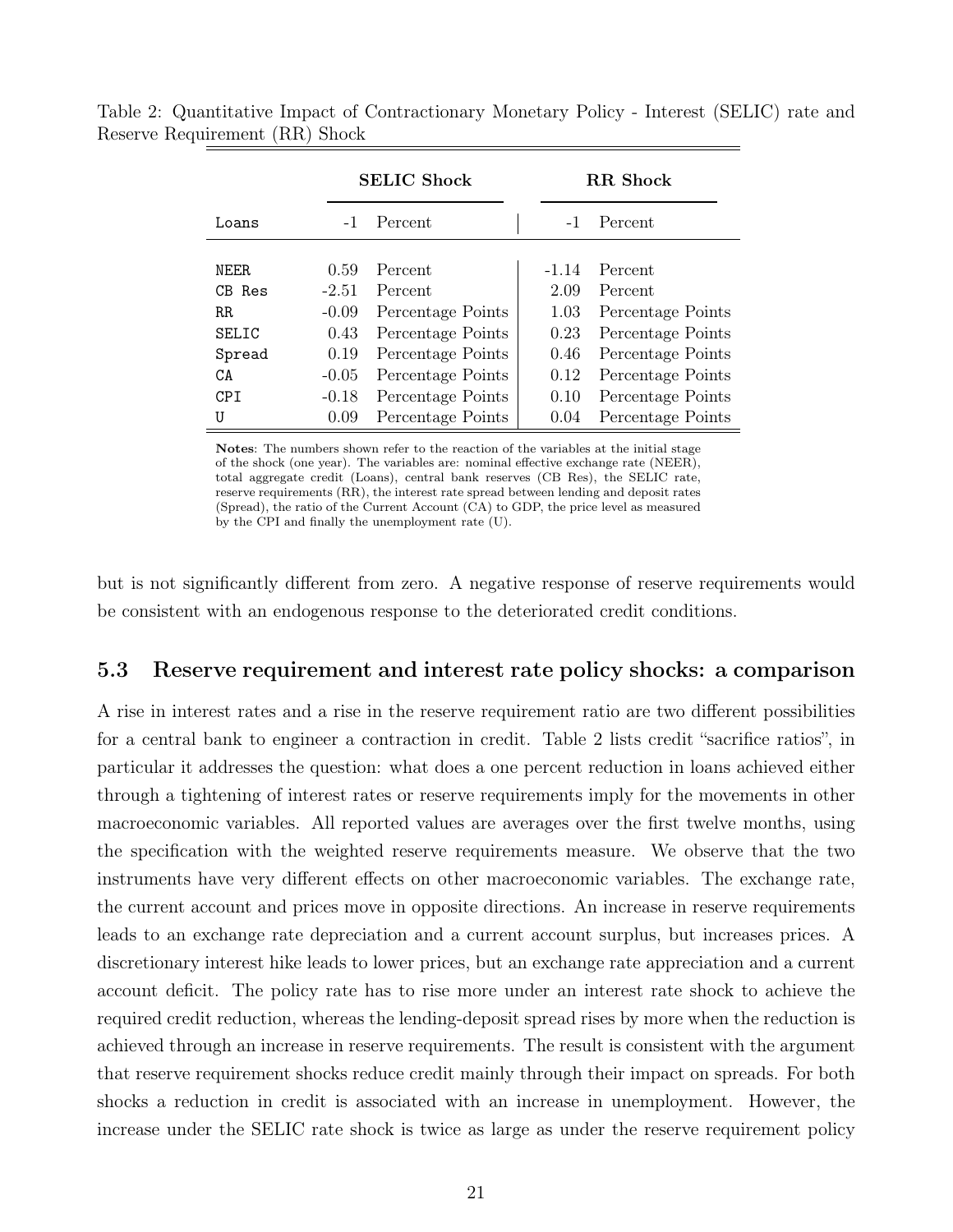Table 2: Quantitative Impact of Contractionary Monetary Policy - Interest (SELIC) rate and Reserve Requirement (RR) Shock

| | **SELIC Shock** | | **RR Shock** | |
|---|---|---|---|---|
| Loans | -1 | Percent | -1 | Percent |
| NEER | 0.59 | Percent | -1.14 | Percent |
| CB Res | -2.51 | Percent | 2.09 | Percent |
| RR | -0.09 | Percentage Points | 1.03 | Percentage Points |
| SELIC | 0.43 | Percentage Points | 0.23 | Percentage Points |
| Spread | 0.19 | Percentage Points | 0.46 | Percentage Points |
| CA | -0.05 | Percentage Points | 0.12 | Percentage Points |
| CPI | -0.18 | Percentage Points | 0.10 | Percentage Points |
| U | 0.09 | Percentage Points | 0.04 | Percentage Points |

**Notes**: The numbers shown refer to the reaction of the variables at the initial stage of the shock (one year). The variables are: nominal effective exchange rate (NEER), total aggregate credit (Loans), central bank reserves (CB Res), the SELIC rate, reserve requirements (RR), the interest rate spread between lending and deposit rates (Spread), the ratio of the Current Account (CA) to GDP, the price level as measured by the CPI and finally the unemployment rate (U).

but is not significantly different from zero. A negative response of reserve requirements would be consistent with an endogenous response to the deteriorated credit conditions.

### 5.3 Reserve requirement and interest rate policy shocks: a comparison

A rise in interest rates and a rise in the reserve requirement ratio are two different possibilities for a central bank to engineer a contraction in credit. Table 2 lists credit "sacrifice ratios", in particular it addresses the question: what does a one percent reduction in loans achieved either through a tightening of interest rates or reserve requirements imply for the movements in other macroeconomic variables. All reported values are averages over the first twelve months, using the specification with the weighted reserve requirements measure. We observe that the two instruments have very different effects on other macroeconomic variables. The exchange rate, the current account and prices move in opposite directions. An increase in reserve requirements leads to an exchange rate depreciation and a current account surplus, but increases prices. A discretionary interest hike leads to lower prices, but an exchange rate appreciation and a current account deficit. The policy rate has to rise more under an interest rate shock to achieve the required credit reduction, whereas the lending-deposit spread rises by more when the reduction is achieved through an increase in reserve requirements. The result is consistent with the argument that reserve requirement shocks reduce credit mainly through their impact on spreads. For both shocks a reduction in credit is associated with an increase in unemployment. However, the increase under the SELIC rate shock is twice as large as under the reserve requirement policy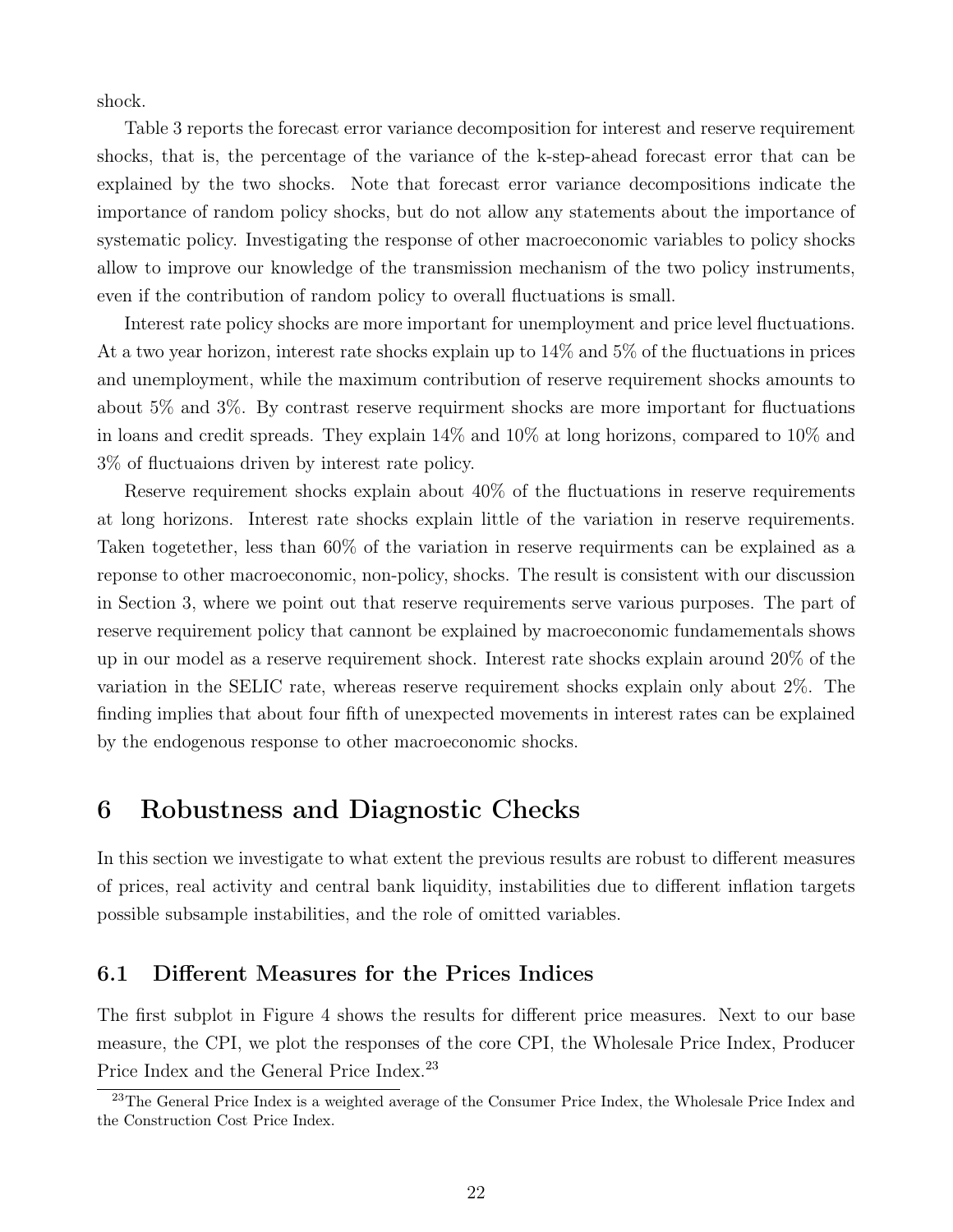shock.

Table 3 reports the forecast error variance decomposition for interest and reserve requirement shocks, that is, the percentage of the variance of the k-step-ahead forecast error that can be explained by the two shocks. Note that forecast error variance decompositions indicate the importance of random policy shocks, but do not allow any statements about the importance of systematic policy. Investigating the response of other macroeconomic variables to policy shocks allow to improve our knowledge of the transmission mechanism of the two policy instruments, even if the contribution of random policy to overall fluctuations is small.

Interest rate policy shocks are more important for unemployment and price level fluctuations. At a two year horizon, interest rate shocks explain up to 14% and 5% of the fluctuations in prices and unemployment, while the maximum contribution of reserve requirement shocks amounts to about 5% and 3%. By contrast reserve requirment shocks are more important for fluctuations in loans and credit spreads. They explain 14% and 10% at long horizons, compared to 10% and 3% of fluctuaions driven by interest rate policy.

Reserve requirement shocks explain about 40% of the fluctuations in reserve requirements at long horizons. Interest rate shocks explain little of the variation in reserve requirements. Taken togetether, less than 60% of the variation in reserve requirments can be explained as a reponse to other macroeconomic, non-policy, shocks. The result is consistent with our discussion in Section 3, where we point out that reserve requirements serve various purposes. The part of reserve requirement policy that cannont be explained by macroeconomic fundamementals shows up in our model as a reserve requirement shock. Interest rate shocks explain around 20% of the variation in the SELIC rate, whereas reserve requirement shocks explain only about 2%. The finding implies that about four fifth of unexpected movements in interest rates can be explained by the endogenous response to other macroeconomic shocks.

# 6 Robustness and Diagnostic Checks

In this section we investigate to what extent the previous results are robust to different measures of prices, real activity and central bank liquidity, instabilities due to different inflation targets possible subsample instabilities, and the role of omitted variables.

## 6.1 Different Measures for the Prices Indices

The first subplot in Figure 4 shows the results for different price measures. Next to our base measure, the CPI, we plot the responses of the core CPI, the Wholesale Price Index, Producer Price Index and the General Price Index.[23]

[23] The General Price Index is a weighted average of the Consumer Price Index, the Wholesale Price Index and the Construction Cost Price Index.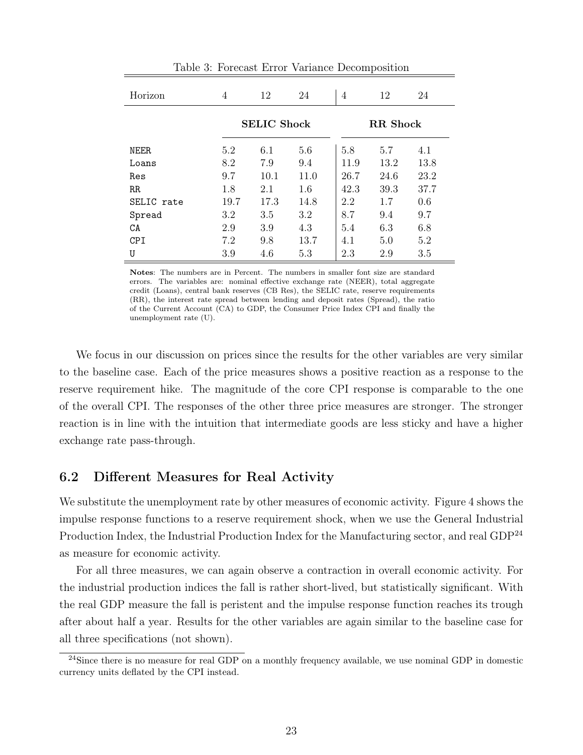Table 3: Forecast Error Variance Decomposition

| Horizon | 4 | 12 | 24 | 4 | 12 | 24 |
|---|---|---|---|---|---|---|
| | **SELIC Shock** | | | **RR Shock** | | |
| NEER | 5.2 | 6.1 | 5.6 | 5.8 | 5.7 | 4.1 |
| Loans | 8.2 | 7.9 | 9.4 | 11.9 | 13.2 | 13.8 |
| Res | 9.7 | 10.1 | 11.0 | 26.7 | 24.6 | 23.2 |
| RR | 1.8 | 2.1 | 1.6 | 42.3 | 39.3 | 37.7 |
| SELIC rate | 19.7 | 17.3 | 14.8 | 2.2 | 1.7 | 0.6 |
| Spread | 3.2 | 3.5 | 3.2 | 8.7 | 9.4 | 9.7 |
| CA | 2.9 | 3.9 | 4.3 | 5.4 | 6.3 | 6.8 |
| CPI | 7.2 | 9.8 | 13.7 | 4.1 | 5.0 | 5.2 |
| U | 3.9 | 4.6 | 5.3 | 2.3 | 2.9 | 3.5 |

**Notes**: The numbers are in Percent. The numbers in smaller font size are standard errors. The variables are: nominal effective exchange rate (NEER), total aggregate credit (Loans), central bank reserves (CB Res), the SELIC rate, reserve requirements (RR), the interest rate spread between lending and deposit rates (Spread), the ratio of the Current Account (CA) to GDP, the Consumer Price Index CPI and finally the unemployment rate (U).

We focus in our discussion on prices since the results for the other variables are very similar to the baseline case. Each of the price measures shows a positive reaction as a response to the reserve requirement hike. The magnitude of the core CPI response is comparable to the one of the overall CPI. The responses of the other three price measures are stronger. The stronger reaction is in line with the intuition that intermediate goods are less sticky and have a higher exchange rate pass-through.

## 6.2 Different Measures for Real Activity

We substitute the unemployment rate by other measures of economic activity. Figure 4 shows the impulse response functions to a reserve requirement shock, when we use the General Industrial Production Index, the Industrial Production Index for the Manufacturing sector, and real GDP[24] as measure for economic activity.

For all three measures, we can again observe a contraction in overall economic activity. For the industrial production indices the fall is rather short-lived, but statistically significant. With the real GDP measure the fall is peristent and the impulse response function reaches its trough after about half a year. Results for the other variables are again similar to the baseline case for all three specifications (not shown).

[24] Since there is no measure for real GDP on a monthly frequency available, we use nominal GDP in domestic currency units deflated by the CPI instead.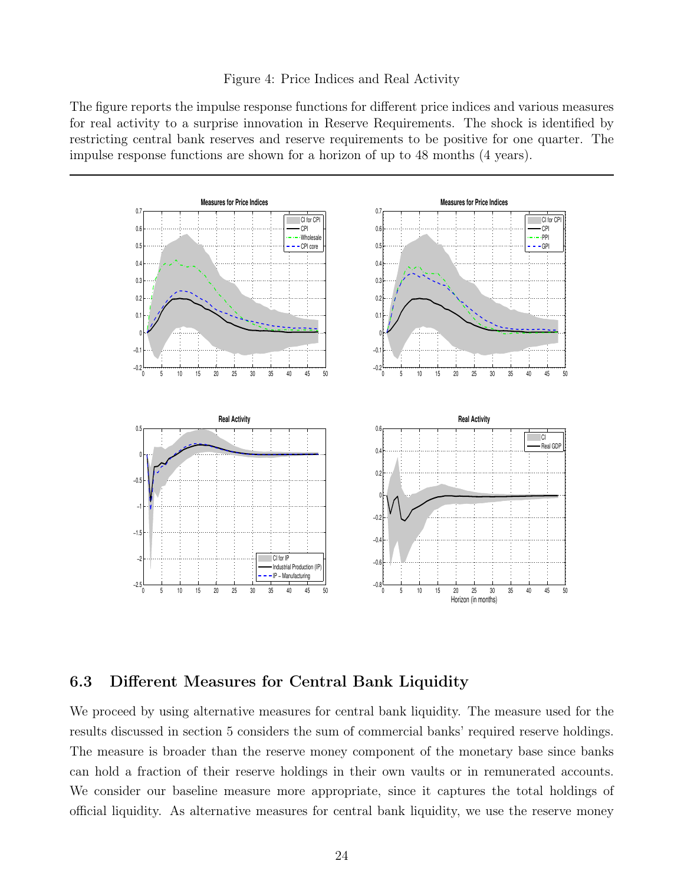Figure 4: Price Indices and Real Activity

The figure reports the impulse response functions for different price indices and various measures for real activity to a surprise innovation in Reserve Requirements. The shock is identified by restricting central bank reserves and reserve requirements to be positive for one quarter. The impulse response functions are shown for a horizon of up to 48 months (4 years).

Measures for Price Indices

CI for CPI
CPI
Wholesale
CPI core

Measures for Price Indices

CI for CPI
CPI
PPI
GPI

Real Activity

CI for IP
Industrial Production (IP)
IP – Manufacturing

Real Activity

CI
Real GDP

Horizon (in months)

## 6.3 Different Measures for Central Bank Liquidity

We proceed by using alternative measures for central bank liquidity. The measure used for the results discussed in section 5 considers the sum of commercial banks' required reserve holdings. The measure is broader than the reserve money component of the monetary base since banks can hold a fraction of their reserve holdings in their own vaults or in remunerated accounts. We consider our baseline measure more appropriate, since it captures the total holdings of official liquidity. As alternative measures for central bank liquidity, we use the reserve money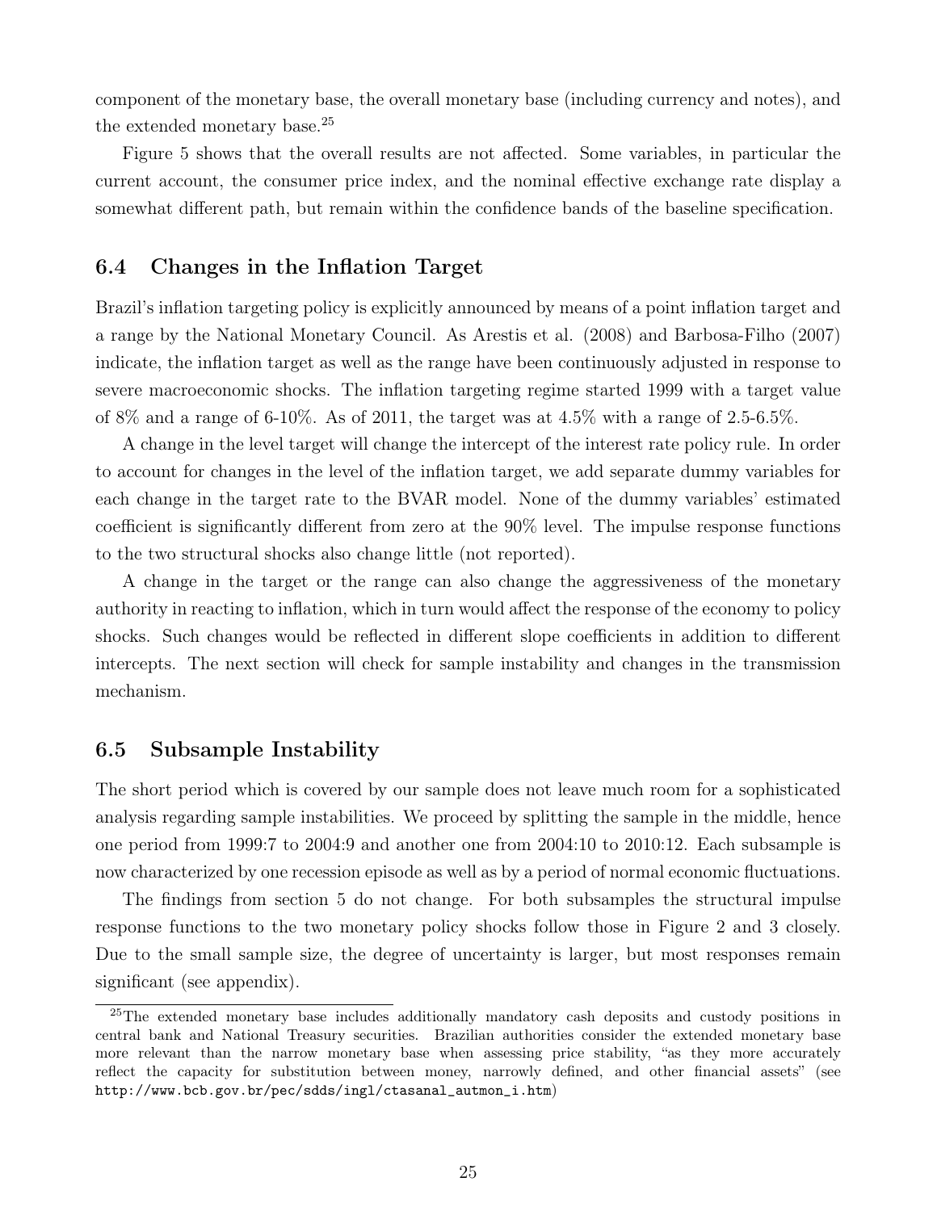component of the monetary base, the overall monetary base (including currency and notes), and the extended monetary base.[25]

Figure 5 shows that the overall results are not affected. Some variables, in particular the current account, the consumer price index, and the nominal effective exchange rate display a somewhat different path, but remain within the confidence bands of the baseline specification.

## 6.4 Changes in the Inflation Target

Brazil's inflation targeting policy is explicitly announced by means of a point inflation target and a range by the National Monetary Council. As Arestis et al. (2008) and Barbosa-Filho (2007) indicate, the inflation target as well as the range have been continuously adjusted in response to severe macroeconomic shocks. The inflation targeting regime started 1999 with a target value of 8% and a range of 6-10%. As of 2011, the target was at 4.5% with a range of 2.5-6.5%.

A change in the level target will change the intercept of the interest rate policy rule. In order to account for changes in the level of the inflation target, we add separate dummy variables for each change in the target rate to the BVAR model. None of the dummy variables' estimated coefficient is significantly different from zero at the 90% level. The impulse response functions to the two structural shocks also change little (not reported).

A change in the target or the range can also change the aggressiveness of the monetary authority in reacting to inflation, which in turn would affect the response of the economy to policy shocks. Such changes would be reflected in different slope coefficients in addition to different intercepts. The next section will check for sample instability and changes in the transmission mechanism.

## 6.5 Subsample Instability

The short period which is covered by our sample does not leave much room for a sophisticated analysis regarding sample instabilities. We proceed by splitting the sample in the middle, hence one period from 1999:7 to 2004:9 and another one from 2004:10 to 2010:12. Each subsample is now characterized by one recession episode as well as by a period of normal economic fluctuations.

The findings from section 5 do not change. For both subsamples the structural impulse response functions to the two monetary policy shocks follow those in Figure 2 and 3 closely. Due to the small sample size, the degree of uncertainty is larger, but most responses remain significant (see appendix).

[25] The extended monetary base includes additionally mandatory cash deposits and custody positions in central bank and National Treasury securities. Brazilian authorities consider the extended monetary base more relevant than the narrow monetary base when assessing price stability, "as they more accurately reflect the capacity for substitution between money, narrowly defined, and other financial assets" (see http://www.bcb.gov.br/pec/sdds/ingl/ctasanal_autmon_i.htm)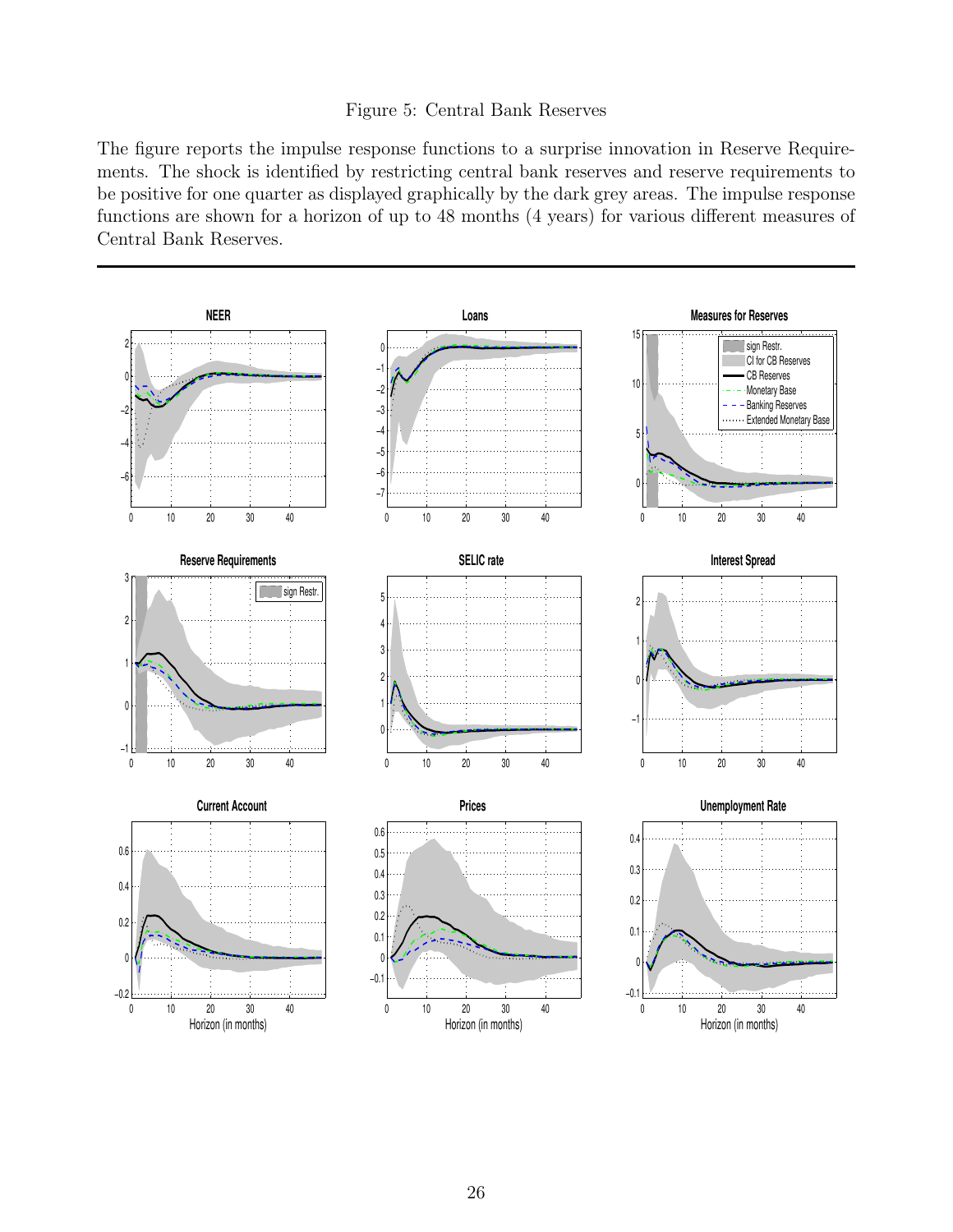Figure 5: Central Bank Reserves

The figure reports the impulse response functions to a surprise innovation in Reserve Requirements. The shock is identified by restricting central bank reserves and reserve requirements to be positive for one quarter as displayed graphically by the dark grey areas. The impulse response functions are shown for a horizon of up to 48 months (4 years) for various different measures of Central Bank Reserves.

---

NEER

Loans

Measures for Reserves

sign Restr.
CI for CB Reserves
CB Reserves
Monetary Base
Banking Reserves
Extended Monetary Base

Reserve Requirements

sign Restr.

SELIC rate

Interest Spread

Current Account

Prices

Unemployment Rate

Horizon (in months)

Horizon (in months)

Horizon (in months)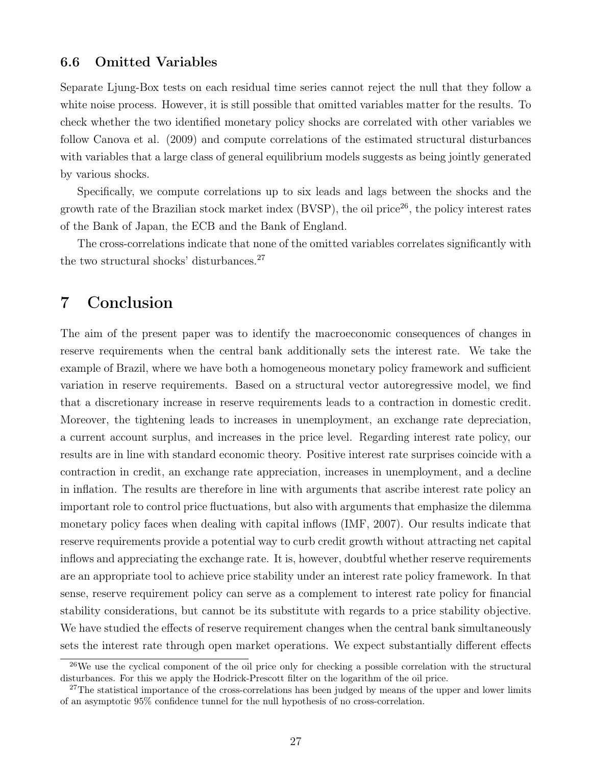### 6.6 Omitted Variables

Separate Ljung-Box tests on each residual time series cannot reject the null that they follow a white noise process. However, it is still possible that omitted variables matter for the results. To check whether the two identified monetary policy shocks are correlated with other variables we follow Canova et al. (2009) and compute correlations of the estimated structural disturbances with variables that a large class of general equilibrium models suggests as being jointly generated by various shocks.

Specifically, we compute correlations up to six leads and lags between the shocks and the growth rate of the Brazilian stock market index (BVSP), the oil price[26], the policy interest rates of the Bank of Japan, the ECB and the Bank of England.

The cross-correlations indicate that none of the omitted variables correlates significantly with the two structural shocks' disturbances.[27]

## 7 Conclusion

The aim of the present paper was to identify the macroeconomic consequences of changes in reserve requirements when the central bank additionally sets the interest rate. We take the example of Brazil, where we have both a homogeneous monetary policy framework and sufficient variation in reserve requirements. Based on a structural vector autoregressive model, we find that a discretionary increase in reserve requirements leads to a contraction in domestic credit. Moreover, the tightening leads to increases in unemployment, an exchange rate depreciation, a current account surplus, and increases in the price level. Regarding interest rate policy, our results are in line with standard economic theory. Positive interest rate surprises coincide with a contraction in credit, an exchange rate appreciation, increases in unemployment, and a decline in inflation. The results are therefore in line with arguments that ascribe interest rate policy an important role to control price fluctuations, but also with arguments that emphasize the dilemma monetary policy faces when dealing with capital inflows (IMF, 2007). Our results indicate that reserve requirements provide a potential way to curb credit growth without attracting net capital inflows and appreciating the exchange rate. It is, however, doubtful whether reserve requirements are an appropriate tool to achieve price stability under an interest rate policy framework. In that sense, reserve requirement policy can serve as a complement to interest rate policy for financial stability considerations, but cannot be its substitute with regards to a price stability objective. We have studied the effects of reserve requirement changes when the central bank simultaneously sets the interest rate through open market operations. We expect substantially different effects

[26] We use the cyclical component of the oil price only for checking a possible correlation with the structural disturbances. For this we apply the Hodrick-Prescott filter on the logarithm of the oil price.

[27] The statistical importance of the cross-correlations has been judged by means of the upper and lower limits of an asymptotic 95% confidence tunnel for the null hypothesis of no cross-correlation.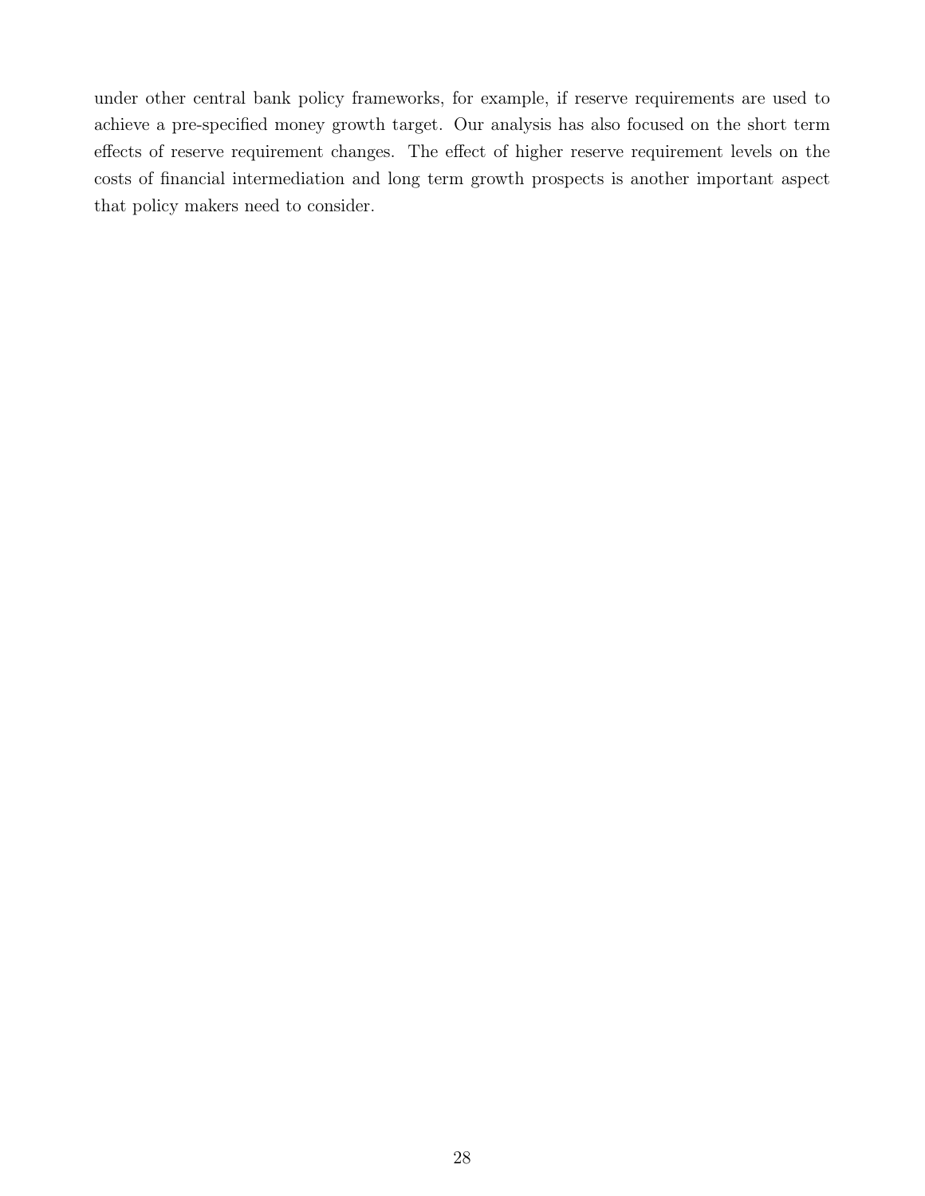under other central bank policy frameworks, for example, if reserve requirements are used to achieve a pre-specified money growth target. Our analysis has also focused on the short term effects of reserve requirement changes. The effect of higher reserve requirement levels on the costs of financial intermediation and long term growth prospects is another important aspect that policy makers need to consider.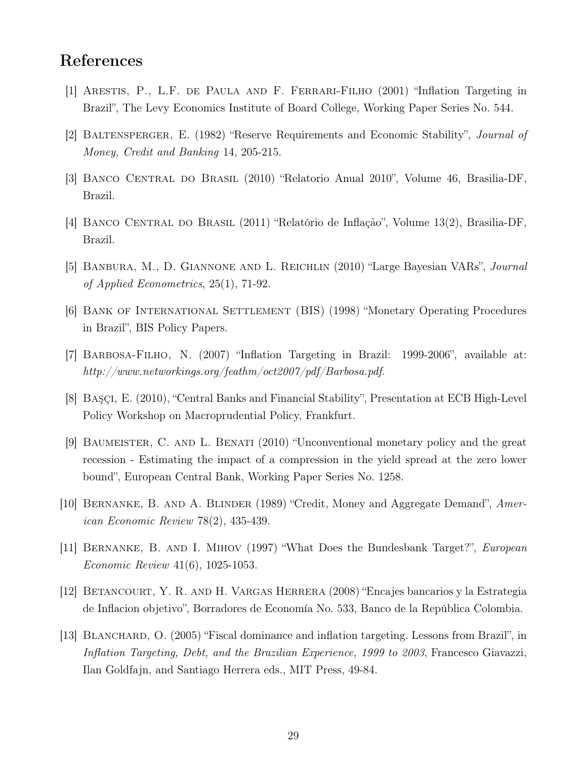## References

[1] Arestis, P., L.F. de Paula and F. Ferrari-Filho (2001) "Inflation Targeting in Brazil", The Levy Economics Institute of Board College, Working Paper Series No. 544.

[2] Baltensperger, E. (1982) "Reserve Requirements and Economic Stability", *Journal of Money, Credit and Banking* 14, 205-215.

[3] Banco Central do Brasil (2010) "Relatorio Anual 2010", Volume 46, Brasilia-DF, Brazil.

[4] Banco Central do Brasil (2011) "Relatório de Inflação", Volume 13(2), Brasilia-DF, Brazil.

[5] Banbura, M., D. Giannone and L. Reichlin (2010) "Large Bayesian VARs", *Journal of Applied Econometrics*, 25(1), 71-92.

[6] Bank of International Settlement (BIS) (1998) "Monetary Operating Procedures in Brazil", BIS Policy Papers.

[7] Barbosa-Filho, N. (2007) "Inflation Targeting in Brazil: 1999-2006", available at: *http://www.networkings.org/feathm/oct2007/pdf/Barbosa.pdf*.

[8] Başçı, E. (2010), "Central Banks and Financial Stability", Presentation at ECB High-Level Policy Workshop on Macroprudential Policy, Frankfurt.

[9] Baumeister, C. and L. Benati (2010) "Unconventional monetary policy and the great recession - Estimating the impact of a compression in the yield spread at the zero lower bound", European Central Bank, Working Paper Series No. 1258.

[10] Bernanke, B. and A. Blinder (1989) "Credit, Money and Aggregate Demand", *American Economic Review* 78(2), 435-439.

[11] Bernanke, B. and I. Mihov (1997) "What Does the Bundesbank Target?", *European Economic Review* 41(6), 1025-1053.

[12] Betancourt, Y. R. and H. Vargas Herrera (2008) "Encajes bancarios y la Estrategia de Inflacion objetivo", Borradores de Economía No. 533, Banco de la República Colombia.

[13] Blanchard, O. (2005) "Fiscal dominance and inflation targeting. Lessons from Brazil", in *Inflation Targeting, Debt, and the Brazilian Experience, 1999 to 2003*, Francesco Giavazzi, Ilan Goldfajn, and Santiago Herrera eds., MIT Press, 49-84.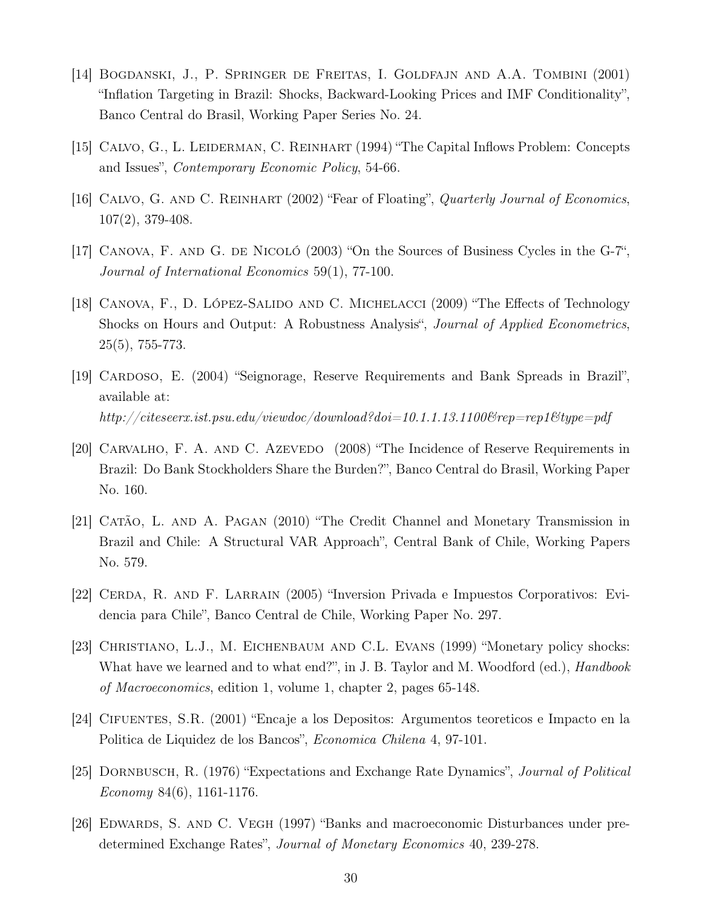[14] Bogdanski, J., P. Springer de Freitas, I. Goldfajn and A.A. Tombini (2001) "Inflation Targeting in Brazil: Shocks, Backward-Looking Prices and IMF Conditionality", Banco Central do Brasil, Working Paper Series No. 24.

[15] Calvo, G., L. Leiderman, C. Reinhart (1994) "The Capital Inflows Problem: Concepts and Issues", *Contemporary Economic Policy*, 54-66.

[16] Calvo, G. and C. Reinhart (2002) "Fear of Floating", *Quarterly Journal of Economics*, 107(2), 379-408.

[17] Canova, F. and G. de Nicoló (2003) "On the Sources of Business Cycles in the G-7", *Journal of International Economics* 59(1), 77-100.

[18] Canova, F., D. López-Salido and C. Michelacci (2009) "The Effects of Technology Shocks on Hours and Output: A Robustness Analysis", *Journal of Applied Econometrics*, 25(5), 755-773.

[19] Cardoso, E. (2004) "Seignorage, Reserve Requirements and Bank Spreads in Brazil", available at: *http://citeseerx.ist.psu.edu/viewdoc/download?doi=10.1.1.13.1100&rep=rep1&type=pdf*

[20] Carvalho, F. A. and C. Azevedo (2008) "The Incidence of Reserve Requirements in Brazil: Do Bank Stockholders Share the Burden?", Banco Central do Brasil, Working Paper No. 160.

[21] Catão, L. and A. Pagan (2010) "The Credit Channel and Monetary Transmission in Brazil and Chile: A Structural VAR Approach", Central Bank of Chile, Working Papers No. 579.

[22] Cerda, R. and F. Larrain (2005) "Inversion Privada e Impuestos Corporativos: Evidencia para Chile", Banco Central de Chile, Working Paper No. 297.

[23] Christiano, L.J., M. Eichenbaum and C.L. Evans (1999) "Monetary policy shocks: What have we learned and to what end?", in J. B. Taylor and M. Woodford (ed.), *Handbook of Macroeconomics*, edition 1, volume 1, chapter 2, pages 65-148.

[24] Cifuentes, S.R. (2001) "Encaje a los Depositos: Argumentos teoreticos e Impacto en la Politica de Liquidez de los Bancos", *Economica Chilena* 4, 97-101.

[25] Dornbusch, R. (1976) "Expectations and Exchange Rate Dynamics", *Journal of Political Economy* 84(6), 1161-1176.

[26] Edwards, S. and C. Vegh (1997) "Banks and macroeconomic Disturbances under predetermined Exchange Rates", *Journal of Monetary Economics* 40, 239-278.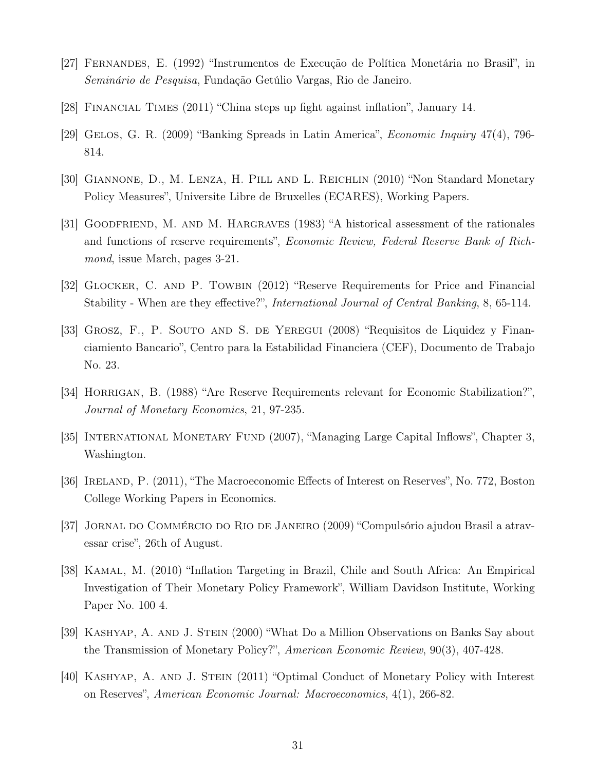[27] Fernandes, E. (1992) "Instrumentos de Execução de Política Monetária no Brasil", in *Seminário de Pesquisa*, Fundação Getúlio Vargas, Rio de Janeiro.

[28] Financial Times (2011) "China steps up fight against inflation", January 14.

[29] Gelos, G. R. (2009) "Banking Spreads in Latin America", *Economic Inquiry* 47(4), 796-814.

[30] Giannone, D., M. Lenza, H. Pill and L. Reichlin (2010) "Non Standard Monetary Policy Measures", Universite Libre de Bruxelles (ECARES), Working Papers.

[31] Goodfriend, M. and M. Hargraves (1983) "A historical assessment of the rationales and functions of reserve requirements", *Economic Review, Federal Reserve Bank of Richmond*, issue March, pages 3-21.

[32] Glocker, C. and P. Towbin (2012) "Reserve Requirements for Price and Financial Stability - When are they effective?", *International Journal of Central Banking*, 8, 65-114.

[33] Grosz, F., P. Souto and S. de Yeregui (2008) "Requisitos de Liquidez y Financiamiento Bancario", Centro para la Estabilidad Financiera (CEF), Documento de Trabajo No. 23.

[34] Horrigan, B. (1988) "Are Reserve Requirements relevant for Economic Stabilization?", *Journal of Monetary Economics*, 21, 97-235.

[35] International Monetary Fund (2007), "Managing Large Capital Inflows", Chapter 3, Washington.

[36] Ireland, P. (2011), "The Macroeconomic Effects of Interest on Reserves", No. 772, Boston College Working Papers in Economics.

[37] Jornal do Commércio do Rio de Janeiro (2009) "Compulsório ajudou Brasil a atravessar crise", 26th of August.

[38] Kamal, M. (2010) "Inflation Targeting in Brazil, Chile and South Africa: An Empirical Investigation of Their Monetary Policy Framework", William Davidson Institute, Working Paper No. 100 4.

[39] Kashyap, A. and J. Stein (2000) "What Do a Million Observations on Banks Say about the Transmission of Monetary Policy?", *American Economic Review*, 90(3), 407-428.

[40] Kashyap, A. and J. Stein (2011) "Optimal Conduct of Monetary Policy with Interest on Reserves", *American Economic Journal: Macroeconomics*, 4(1), 266-82.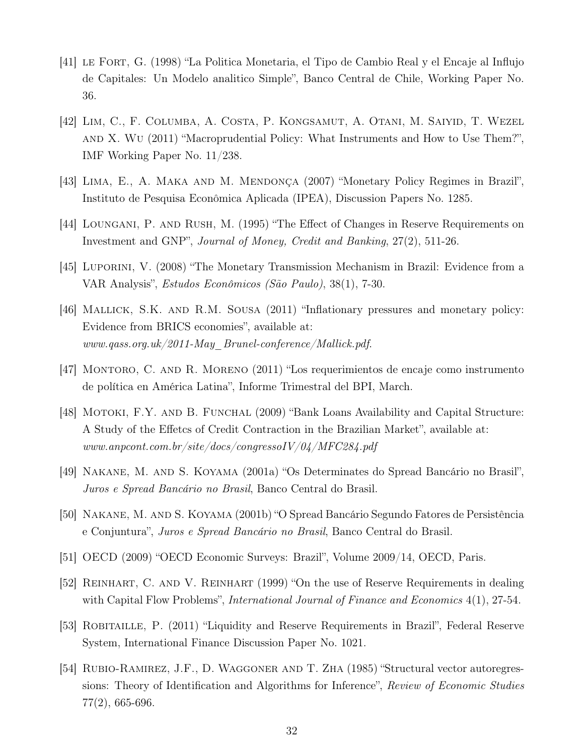[41] le Fort, G. (1998) "La Politica Monetaria, el Tipo de Cambio Real y el Encaje al Influjo de Capitales: Un Modelo analitico Simple", Banco Central de Chile, Working Paper No. 36.

[42] Lim, C., F. Columba, A. Costa, P. Kongsamut, A. Otani, M. Saiyid, T. Wezel and X. Wu (2011) "Macroprudential Policy: What Instruments and How to Use Them?", IMF Working Paper No. 11/238.

[43] Lima, E., A. Maka and M. Mendonça (2007) "Monetary Policy Regimes in Brazil", Instituto de Pesquisa Econômica Aplicada (IPEA), Discussion Papers No. 1285.

[44] Loungani, P. and Rush, M. (1995) "The Effect of Changes in Reserve Requirements on Investment and GNP", *Journal of Money, Credit and Banking*, 27(2), 511-26.

[45] Luporini, V. (2008) "The Monetary Transmission Mechanism in Brazil: Evidence from a VAR Analysis", *Estudos Econômicos (São Paulo)*, 38(1), 7-30.

[46] Mallick, S.K. and R.M. Sousa (2011) "Inflationary pressures and monetary policy: Evidence from BRICS economies", available at: *www.qass.org.uk/2011-May_Brunel-conference/Mallick.pdf*.

[47] Montoro, C. and R. Moreno (2011) "Los requerimientos de encaje como instrumento de política en América Latina", Informe Trimestral del BPI, March.

[48] Motoki, F.Y. and B. Funchal (2009) "Bank Loans Availability and Capital Structure: A Study of the Effetcs of Credit Contraction in the Brazilian Market", available at: *www.anpcont.com.br/site/docs/congressoIV/04/MFC284.pdf*

[49] Nakane, M. and S. Koyama (2001a) "Os Determinates do Spread Bancário no Brasil", *Juros e Spread Bancário no Brasil*, Banco Central do Brasil.

[50] Nakane, M. and S. Koyama (2001b) "O Spread Bancário Segundo Fatores de Persistência e Conjuntura", *Juros e Spread Bancário no Brasil*, Banco Central do Brasil.

[51] OECD (2009) "OECD Economic Surveys: Brazil", Volume 2009/14, OECD, Paris.

[52] Reinhart, C. and V. Reinhart (1999) "On the use of Reserve Requirements in dealing with Capital Flow Problems", *International Journal of Finance and Economics* 4(1), 27-54.

[53] Robitaille, P. (2011) "Liquidity and Reserve Requirements in Brazil", Federal Reserve System, International Finance Discussion Paper No. 1021.

[54] Rubio-Ramirez, J.F., D. Waggoner and T. Zha (1985) "Structural vector autoregressions: Theory of Identification and Algorithms for Inference", *Review of Economic Studies* 77(2), 665-696.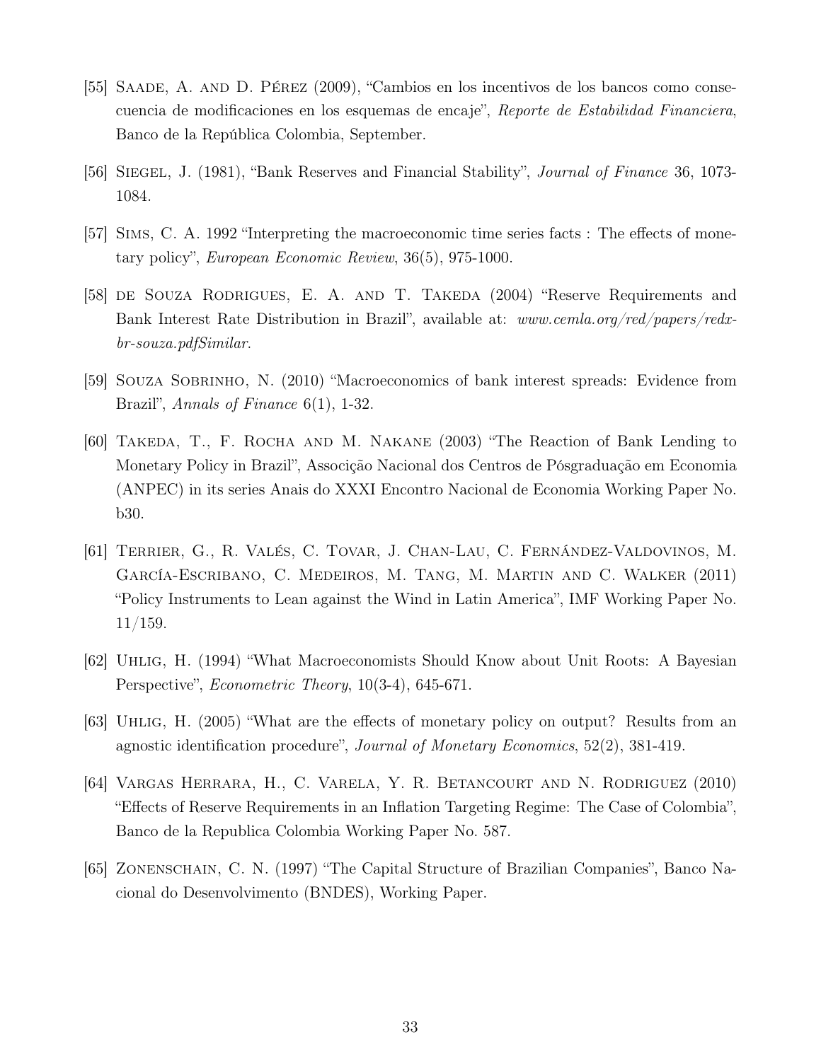[55] Saade, A. and D. Pérez (2009), "Cambios en los incentivos de los bancos como consecuencia de modificaciones en los esquemas de encaje", *Reporte de Estabilidad Financiera*, Banco de la República Colombia, September.

[56] Siegel, J. (1981), "Bank Reserves and Financial Stability", *Journal of Finance* 36, 1073-1084.

[57] Sims, C. A. 1992 "Interpreting the macroeconomic time series facts : The effects of monetary policy", *European Economic Review*, 36(5), 975-1000.

[58] de Souza Rodrigues, E. A. and T. Takeda (2004) "Reserve Requirements and Bank Interest Rate Distribution in Brazil", available at: *www.cemla.org/red/papers/redx-br-souza.pdfSimilar*.

[59] Souza Sobrinho, N. (2010) "Macroeconomics of bank interest spreads: Evidence from Brazil", *Annals of Finance* 6(1), 1-32.

[60] Takeda, T., F. Rocha and M. Nakane (2003) "The Reaction of Bank Lending to Monetary Policy in Brazil", Associção Nacional dos Centros de Pósgraduação em Economia (ANPEC) in its series Anais do XXXI Encontro Nacional de Economia Working Paper No. b30.

[61] Terrier, G., R. Valés, C. Tovar, J. Chan-Lau, C. Fernández-Valdovinos, M. García-Escribano, C. Medeiros, M. Tang, M. Martin and C. Walker (2011) "Policy Instruments to Lean against the Wind in Latin America", IMF Working Paper No. 11/159.

[62] Uhlig, H. (1994) "What Macroeconomists Should Know about Unit Roots: A Bayesian Perspective", *Econometric Theory*, 10(3-4), 645-671.

[63] Uhlig, H. (2005) "What are the effects of monetary policy on output? Results from an agnostic identification procedure", *Journal of Monetary Economics*, 52(2), 381-419.

[64] Vargas Herrara, H., C. Varela, Y. R. Betancourt and N. Rodriguez (2010) "Effects of Reserve Requirements in an Inflation Targeting Regime: The Case of Colombia", Banco de la Republica Colombia Working Paper No. 587.

[65] Zonenschain, C. N. (1997) "The Capital Structure of Brazilian Companies", Banco Nacional do Desenvolvimento (BNDES), Working Paper.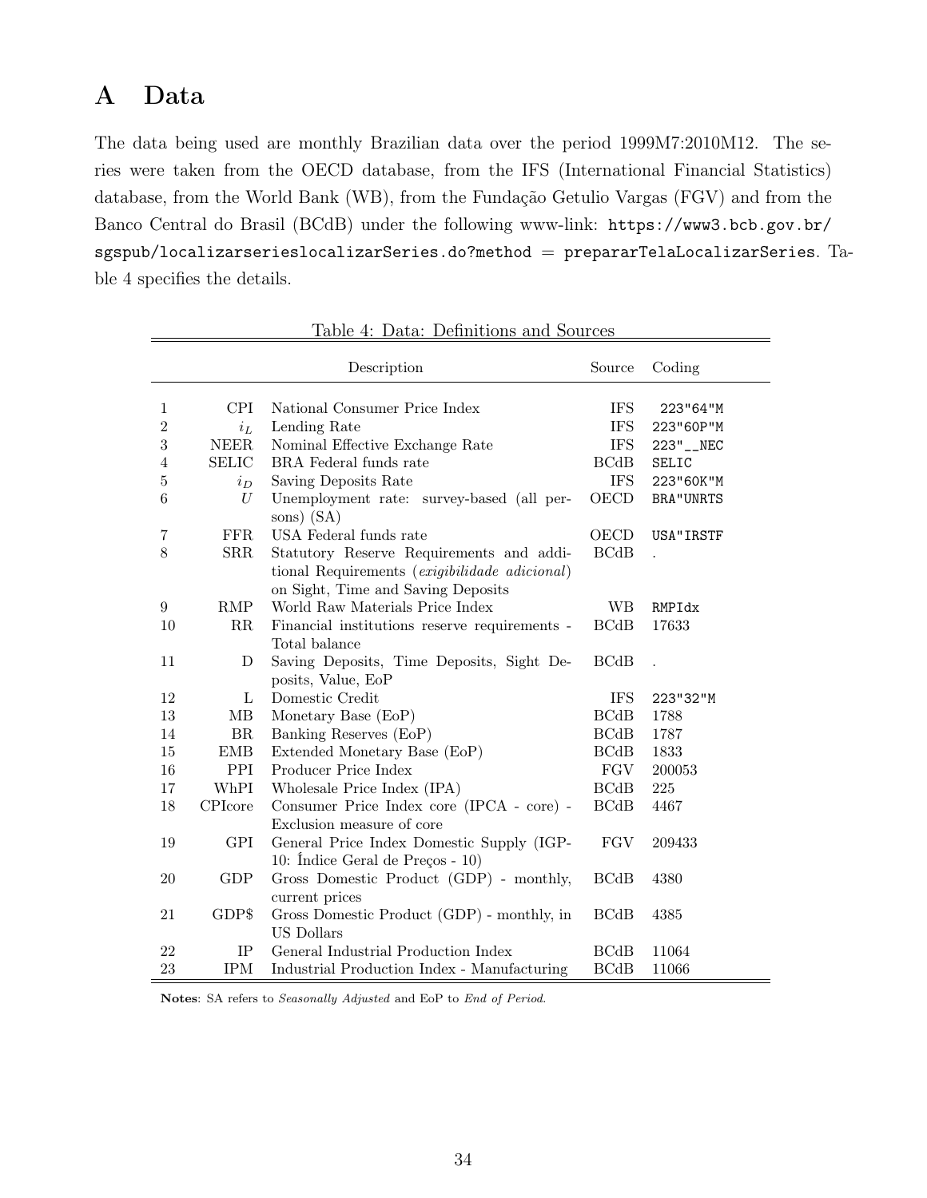# A Data

The data being used are monthly Brazilian data over the period 1999M7:2010M12. The series were taken from the OECD database, from the IFS (International Financial Statistics) database, from the World Bank (WB), from the Fundação Getulio Vargas (FGV) and from the Banco Central do Brasil (BCdB) under the following www-link: `https://www3.bcb.gov.br/sgspub/localizarserieslocalizarSeries.do?method = prepararTelaLocalizarSeries`. Table 4 specifies the details.

Table 4: Data: Definitions and Sources

| | | Description | Source | Coding |
|---|---|---|---|---|
| 1 | CPI | National Consumer Price Index | IFS | `223"64"M` |
| 2 | $i_L$ | Lending Rate | IFS | `223"60P"M` |
| 3 | NEER | Nominal Effective Exchange Rate | IFS | `223"__NEC` |
| 4 | SELIC | BRA Federal funds rate | BCdB | `SELIC` |
| 5 | $i_D$ | Saving Deposits Rate | IFS | `223"60K"M` |
| 6 | $U$ | Unemployment rate: survey-based (all persons) (SA) | OECD | `BRA"UNRTS` |
| 7 | FFR | USA Federal funds rate | OECD | `USA"IRSTF` |
| 8 | SRR | Statutory Reserve Requirements and additional Requirements (*exigibilidade adicional*) on Sight, Time and Saving Deposits | BCdB | . |
| 9 | RMP | World Raw Materials Price Index | WB | `RMPIdx` |
| 10 | RR | Financial institutions reserve requirements - Total balance | BCdB | 17633 |
| 11 | D | Saving Deposits, Time Deposits, Sight Deposits, Value, EoP | BCdB | . |
| 12 | L | Domestic Credit | IFS | `223"32"M` |
| 13 | MB | Monetary Base (EoP) | BCdB | 1788 |
| 14 | BR | Banking Reserves (EoP) | BCdB | 1787 |
| 15 | EMB | Extended Monetary Base (EoP) | BCdB | 1833 |
| 16 | PPI | Producer Price Index | FGV | 200053 |
| 17 | WhPI | Wholesale Price Index (IPA) | BCdB | 225 |
| 18 | CPIcore | Consumer Price Index core (IPCA - core) - Exclusion measure of core | BCdB | 4467 |
| 19 | GPI | General Price Index Domestic Supply (IGP-10: Índice Geral de Preços - 10) | FGV | 209433 |
| 20 | GDP | Gross Domestic Product (GDP) - monthly, current prices | BCdB | 4380 |
| 21 | GDP$ | Gross Domestic Product (GDP) - monthly, in US Dollars | BCdB | 4385 |
| 22 | IP | General Industrial Production Index | BCdB | 11064 |
| 23 | IPM | Industrial Production Index - Manufacturing | BCdB | 11066 |

**Notes**: SA refers to *Seasonally Adjusted* and EoP to *End of Period*.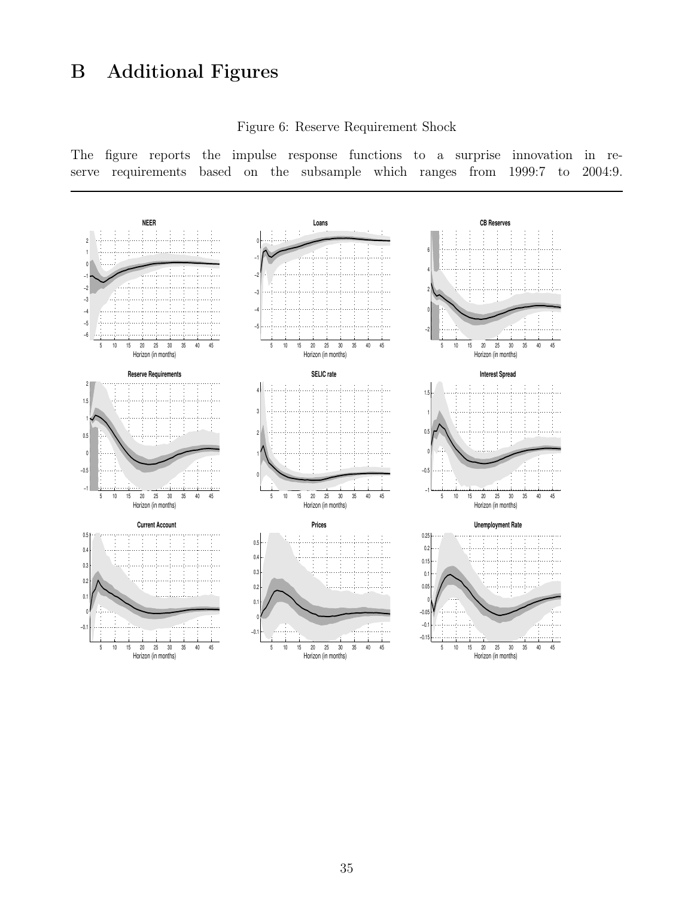# B Additional Figures

Figure 6: Reserve Requirement Shock

The figure reports the impulse response functions to a surprise innovation in reserve requirements based on the subsample which ranges from 1999:7 to 2004:9.

NEER

2
1
0
−1
−2
−3
−4
−5
−6

5 10 15 20 25 30 35 40 45
Horizon (in months)

Loans

0
−1
−2
−3
−4
−5

5 10 15 20 25 30 35 40 45
Horizon (in months)

CB Reserves

6
4
2
0
−2

5 10 15 20 25 30 35 40 45
Horizon (in months)

Reserve Requirements

2
1.5
1
0.5
0
−0.5
−1

5 10 15 20 25 30 35 40 45
Horizon (in months)

SELIC rate

4
3
2
1
0

5 10 15 20 25 30 35 40 45
Horizon (in months)

Interest Spread

1.5
1
0.5
0
−0.5
−1

5 10 15 20 25 30 35 40 45
Horizon (in months)

Current Account

0.5
0.4
0.3
0.2
0.1
0
−0.1

5 10 15 20 25 30 35 40 45
Horizon (in months)

Prices

0.5
0.4
0.3
0.2
0.1
0
−0.1

5 10 15 20 25 30 35 40 45
Horizon (in months)

Unemployment Rate

0.25
0.2
0.15
0.1
0.05
0
−0.05
−0.1
−0.15

5 10 15 20 25 30 35 40 45
Horizon (in months)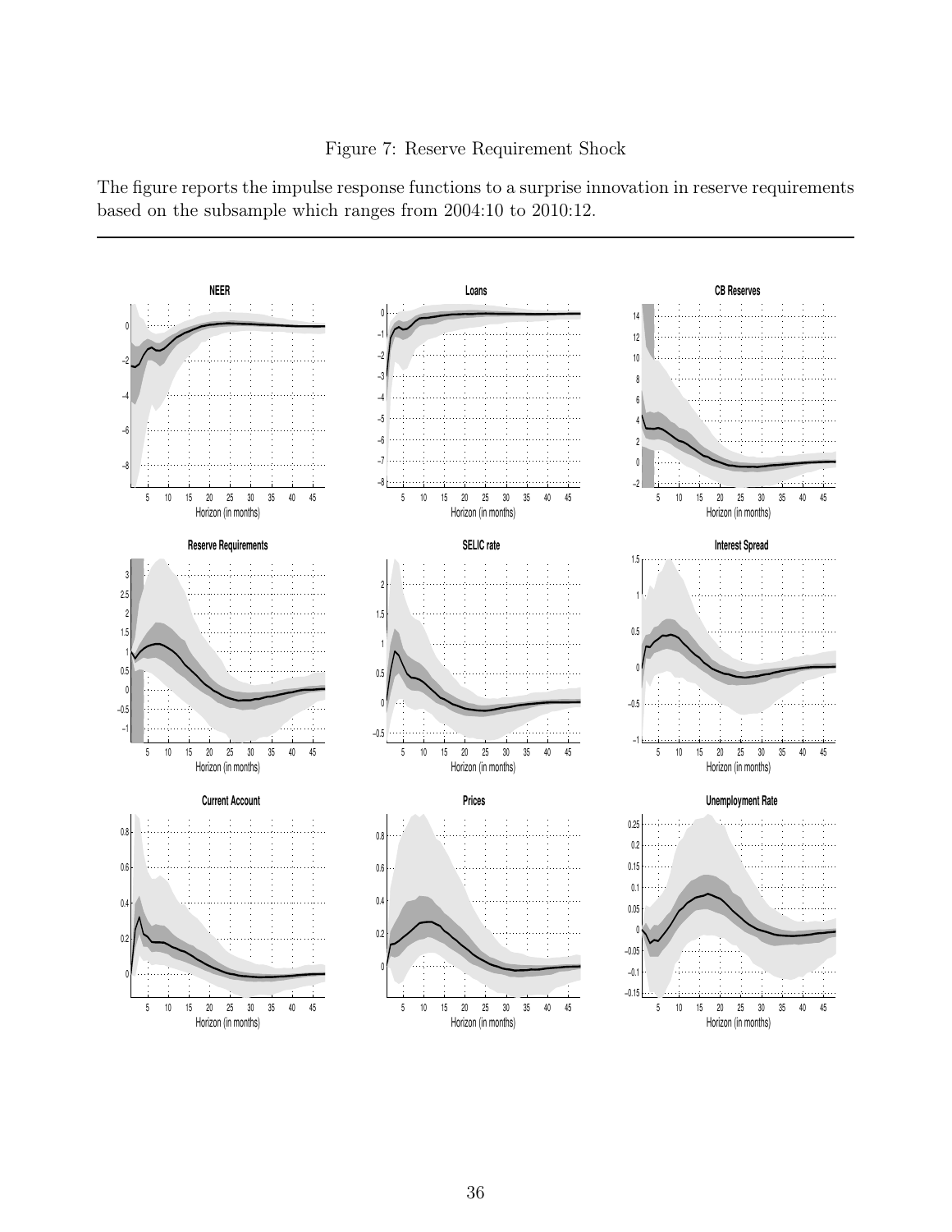Figure 7: Reserve Requirement Shock

The figure reports the impulse response functions to a surprise innovation in reserve requirements based on the subsample which ranges from 2004:10 to 2010:12.

NEER

Loans

CB Reserves

Reserve Requirements

SELIC rate

Interest Spread

Current Account

Prices

Unemployment Rate

Horizon (in months)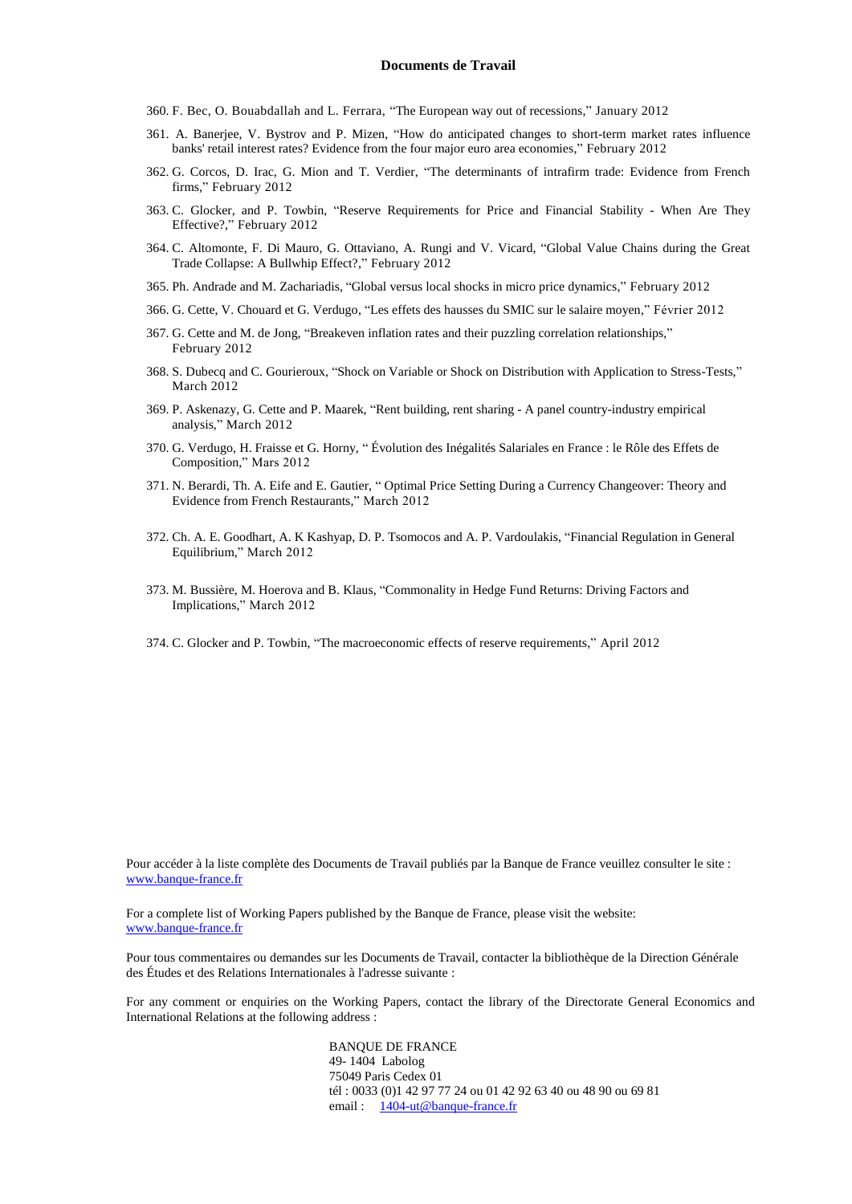# Documents de Travail

360. F. Bec, O. Bouabdallah and L. Ferrara, "The European way out of recessions," January 2012

361. A. Banerjee, V. Bystrov and P. Mizen, "How do anticipated changes to short-term market rates influence banks' retail interest rates? Evidence from the four major euro area economies," February 2012

362. G. Corcos, D. Irac, G. Mion and T. Verdier, "The determinants of intrafirm trade: Evidence from French firms," February 2012

363. C. Glocker, and P. Towbin, "Reserve Requirements for Price and Financial Stability - When Are They Effective?," February 2012

364. C. Altomonte, F. Di Mauro, G. Ottaviano, A. Rungi and V. Vicard, "Global Value Chains during the Great Trade Collapse: A Bullwhip Effect?," February 2012

365. Ph. Andrade and M. Zachariadis, "Global versus local shocks in micro price dynamics," February 2012

366. G. Cette, V. Chouard et G. Verdugo, "Les effets des hausses du SMIC sur le salaire moyen," Février 2012

367. G. Cette and M. de Jong, "Breakeven inflation rates and their puzzling correlation relationships," February 2012

368. S. Dubecq and C. Gourieroux, "Shock on Variable or Shock on Distribution with Application to Stress-Tests," March 2012

369. P. Askenazy, G. Cette and P. Maarek, "Rent building, rent sharing - A panel country-industry empirical analysis," March 2012

370. G. Verdugo, H. Fraisse et G. Horny, " Évolution des Inégalités Salariales en France : le Rôle des Effets de Composition," Mars 2012

371. N. Berardi, Th. A. Eife and E. Gautier, " Optimal Price Setting During a Currency Changeover: Theory and Evidence from French Restaurants," March 2012

372. Ch. A. E. Goodhart, A. K Kashyap, D. P. Tsomocos and A. P. Vardoulakis, "Financial Regulation in General Equilibrium," March 2012

373. M. Bussière, M. Hoerova and B. Klaus, "Commonality in Hedge Fund Returns: Driving Factors and Implications," March 2012

374. C. Glocker and P. Towbin, "The macroeconomic effects of reserve requirements," April 2012

Pour accéder à la liste complète des Documents de Travail publiés par la Banque de France veuillez consulter le site : www.banque-france.fr

For a complete list of Working Papers published by the Banque de France, please visit the website: www.banque-france.fr

Pour tous commentaires ou demandes sur les Documents de Travail, contacter la bibliothèque de la Direction Générale des Études et des Relations Internationales à l'adresse suivante :

For any comment or enquiries on the Working Papers, contact the library of the Directorate General Economics and International Relations at the following address :

BANQUE DE FRANCE  
49- 1404 Labolog  
75049 Paris Cedex 01  
tél : 0033 (0)1 42 97 77 24 ou 01 42 92 63 40 ou 48 90 ou 69 81  
email : 1404-ut@banque-france.fr